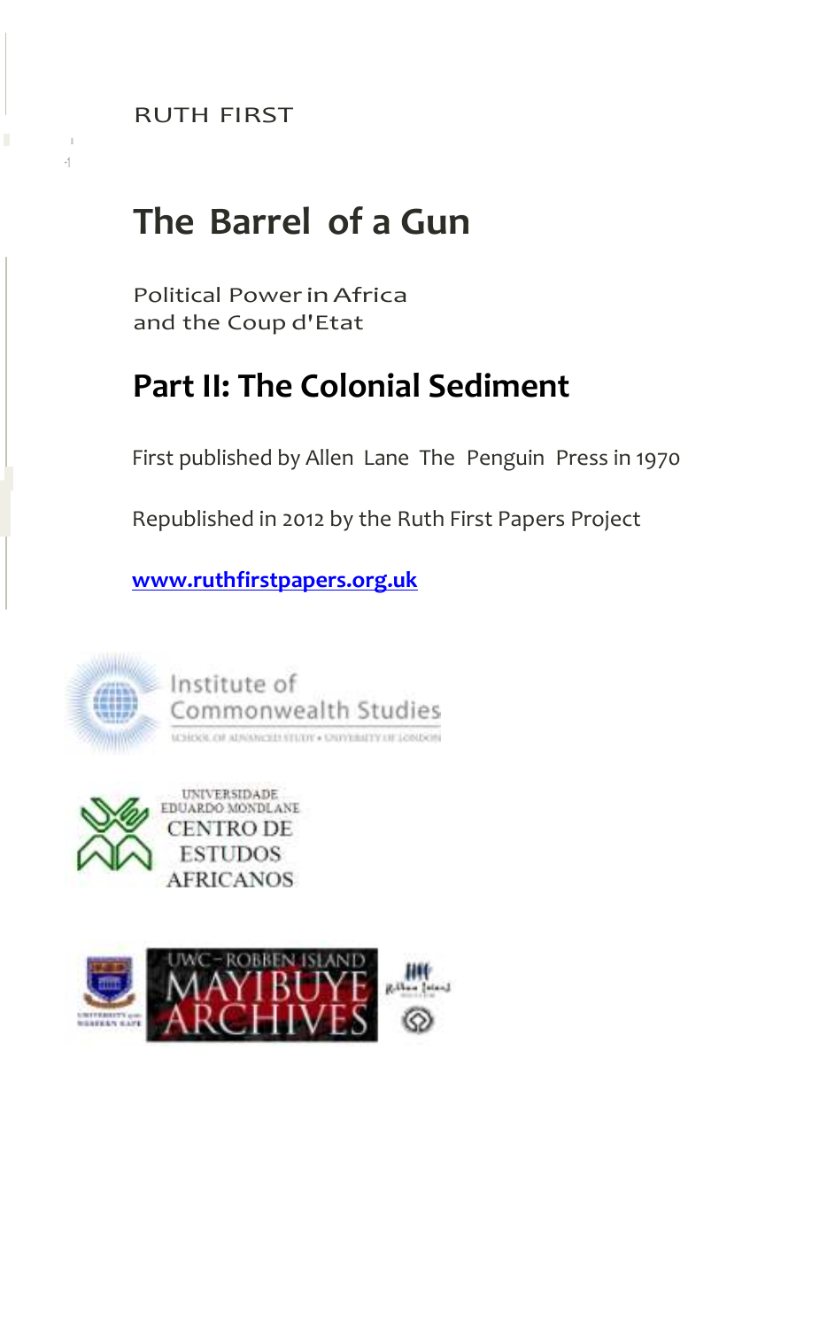RUTH FIRST

# The Barrel of a Gun

Political Power in Africa
and the Coup d'Etat

## Part II: The Colonial Sediment

First published by Allen Lane The Penguin Press in 1970

Republished in 2012 by the Ruth First Papers Project

**www.ruthfirstpapers.org.uk**

Institute of Commonwealth Studies
SCHOOL OF ADVANCED STUDY • UNIVERSITY OF LONDON

UNIVERSIDADE EDUARDO MONDLANE
CENTRO DE ESTUDOS AFRICANOS

UWC – ROBBEN ISLAND
MAYIBUYE ARCHIVES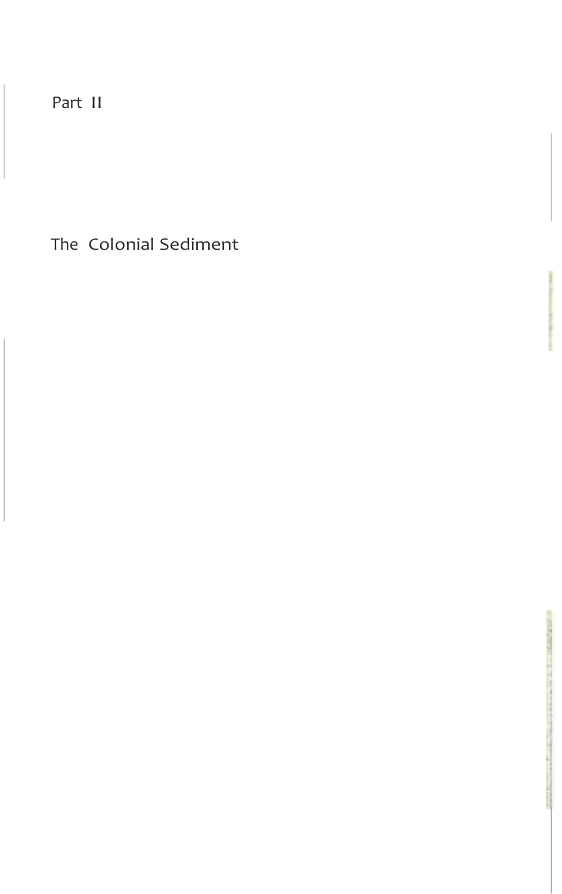# Part II

## The Colonial Sediment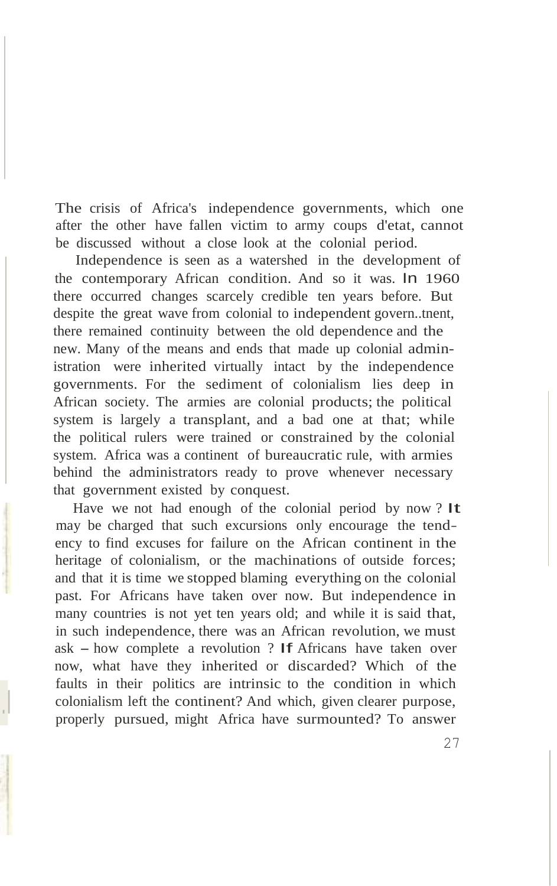The crisis of Africa's independence governments, which one after the other have fallen victim to army coups d'etat, cannot be discussed without a close look at the colonial period.

Independence is seen as a watershed in the development of the contemporary African condition. And so it was. In 1960 there occurred changes scarcely credible ten years before. But despite the great wave from colonial to independent govern..tnent, there remained continuity between the old dependence and the new. Many of the means and ends that made up colonial administration were inherited virtually intact by the independence governments. For the sediment of colonialism lies deep in African society. The armies are colonial products; the political system is largely a transplant, and a bad one at that; while the political rulers were trained or constrained by the colonial system. Africa was a continent of bureaucratic rule, with armies behind the administrators ready to prove whenever necessary that government existed by conquest.

Have we not had enough of the colonial period by now? It may be charged that such excursions only encourage the tendency to find excuses for failure on the African continent in the heritage of colonialism, or the machinations of outside forces; and that it is time we stopped blaming everything on the colonial past. For Africans have taken over now. But independence in many countries is not yet ten years old; and while it is said that, in such independence, there was an African revolution, we must ask – how complete a revolution? If Africans have taken over now, what have they inherited or discarded? Which of the faults in their politics are intrinsic to the condition in which colonialism left the continent? And which, given clearer purpose, properly pursued, might Africa have surmounted? To answer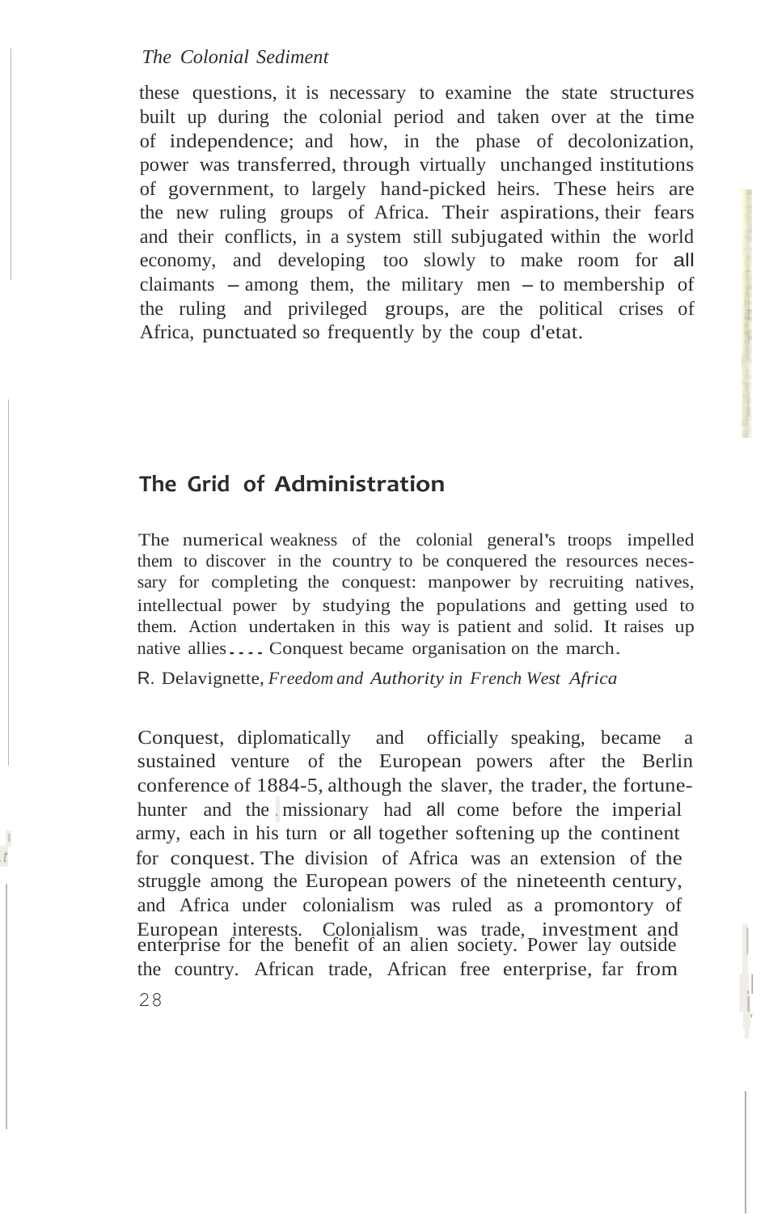these questions, it is necessary to examine the state structures built up during the colonial period and taken over at the time of independence; and how, in the phase of decolonization, power was transferred, through virtually unchanged institutions of government, to largely hand-picked heirs. These heirs are the new ruling groups of Africa. Their aspirations, their fears and their conflicts, in a system still subjugated within the world economy, and developing too slowly to make room for all claimants – among them, the military men – to membership of the ruling and privileged groups, are the political crises of Africa, punctuated so frequently by the coup d'etat.

## The Grid of Administration

The numerical weakness of the colonial general's troops impelled them to discover in the country to be conquered the resources necessary for completing the conquest: manpower by recruiting natives, intellectual power by studying the populations and getting used to them. Action undertaken in this way is patient and solid. It raises up native allies.... Conquest became organisation on the march.

R. Delavignette, *Freedom and Authority in French West Africa*

Conquest, diplomatically and officially speaking, became a sustained venture of the European powers after the Berlin conference of 1884-5, although the slaver, the trader, the fortune-hunter and the missionary had all come before the imperial army, each in his turn or all together softening up the continent for conquest. The division of Africa was an extension of the struggle among the European powers of the nineteenth century, and Africa under colonialism was ruled as a promontory of European interests. Colonialism was trade, investment and enterprise for the benefit of an alien society. Power lay outside the country. African trade, African free enterprise, far from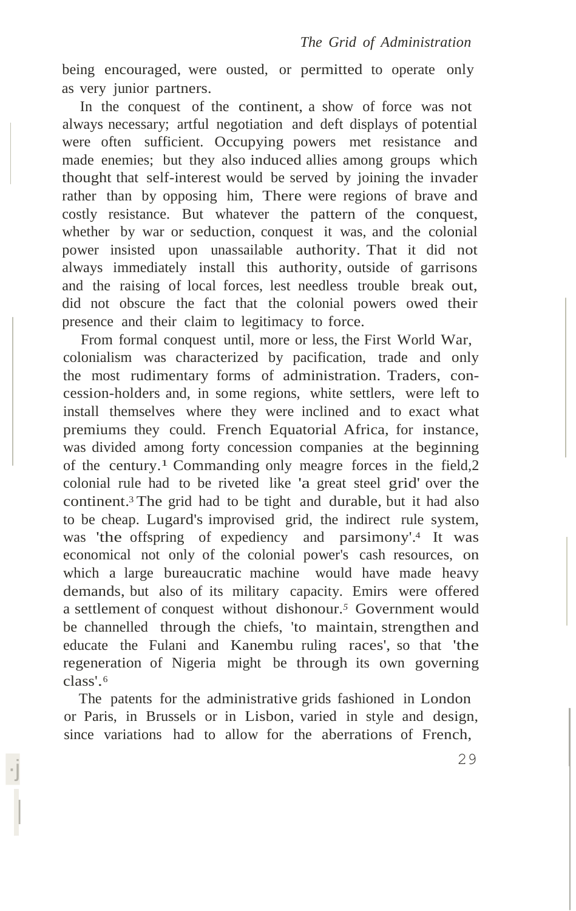being encouraged, were ousted, or permitted to operate only as very junior partners.

In the conquest of the continent, a show of force was not always necessary; artful negotiation and deft displays of potential were often sufficient. Occupying powers met resistance and made enemies; but they also induced allies among groups which thought that self-interest would be served by joining the invader rather than by opposing him, There were regions of brave and costly resistance. But whatever the pattern of the conquest, whether by war or seduction, conquest it was, and the colonial power insisted upon unassailable authority. That it did not always immediately install this authority, outside of garrisons and the raising of local forces, lest needless trouble break out, did not obscure the fact that the colonial powers owed their presence and their claim to legitimacy to force.

From formal conquest until, more or less, the First World War, colonialism was characterized by pacification, trade and only the most rudimentary forms of administration. Traders, concession-holders and, in some regions, white settlers, were left to install themselves where they were inclined and to exact what premiums they could. French Equatorial Africa, for instance, was divided among forty concession companies at the beginning of the century.[1] Commanding only meagre forces in the field,[2] colonial rule had to be riveted like 'a great steel grid' over the continent.[3] The grid had to be tight and durable, but it had also to be cheap. Lugard's improvised grid, the indirect rule system, was 'the offspring of expediency and parsimony'.[4] It was economical not only of the colonial power's cash resources, on which a large bureaucratic machine would have made heavy demands, but also of its military capacity. Emirs were offered a settlement of conquest without dishonour.[5] Government would be channelled through the chiefs, 'to maintain, strengthen and educate the Fulani and Kanembu ruling races', so that 'the regeneration of Nigeria might be through its own governing class'.[6]

The patents for the administrative grids fashioned in London or Paris, in Brussels or in Lisbon, varied in style and design, since variations had to allow for the aberrations of French,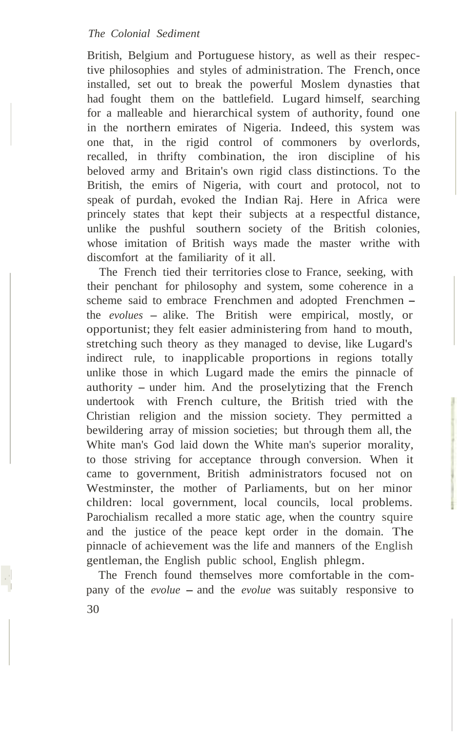British, Belgium and Portuguese history, as well as their respective philosophies and styles of administration. The French, once installed, set out to break the powerful Moslem dynasties that had fought them on the battlefield. Lugard himself, searching for a malleable and hierarchical system of authority, found one in the northern emirates of Nigeria. Indeed, this system was one that, in the rigid control of commoners by overlords, recalled, in thrifty combination, the iron discipline of his beloved army and Britain's own rigid class distinctions. To the British, the emirs of Nigeria, with court and protocol, not to speak of purdah, evoked the Indian Raj. Here in Africa were princely states that kept their subjects at a respectful distance, unlike the pushful southern society of the British colonies, whose imitation of British ways made the master writhe with discomfort at the familiarity of it all.

The French tied their territories close to France, seeking, with their penchant for philosophy and system, some coherence in a scheme said to embrace Frenchmen and adopted Frenchmen – the *evolues* – alike. The British were empirical, mostly, or opportunist; they felt easier administering from hand to mouth, stretching such theory as they managed to devise, like Lugard's indirect rule, to inapplicable proportions in regions totally unlike those in which Lugard made the emirs the pinnacle of authority – under him. And the proselytizing that the French undertook with French culture, the British tried with the Christian religion and the mission society. They permitted a bewildering array of mission societies; but through them all, the White man's God laid down the White man's superior morality, to those striving for acceptance through conversion. When it came to government, British administrators focused not on Westminster, the mother of Parliaments, but on her minor children: local government, local councils, local problems. Parochialism recalled a more static age, when the country squire and the justice of the peace kept order in the domain. The pinnacle of achievement was the life and manners of the English gentleman, the English public school, English phlegm.

The French found themselves more comfortable in the company of the *evolue* – and the *evolue* was suitably responsive to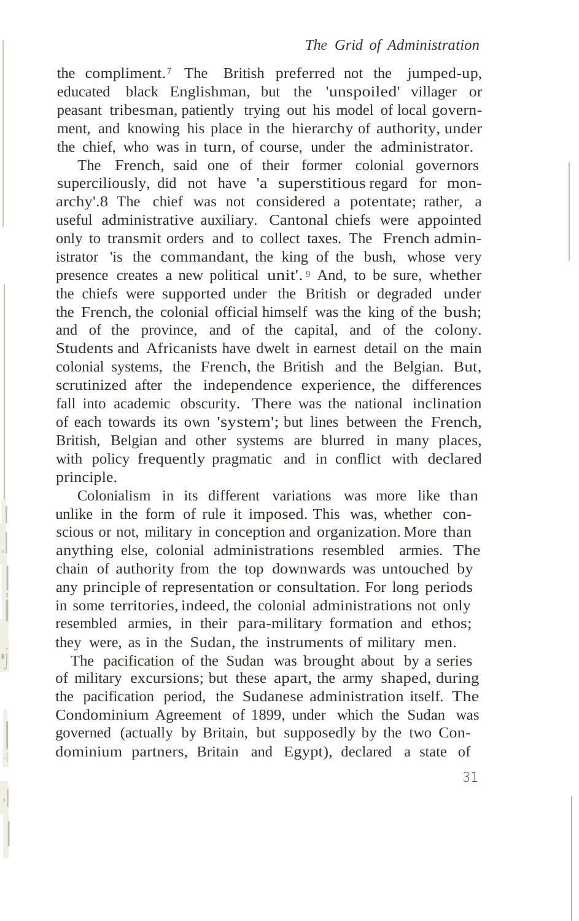the compliment.[7] The British preferred not the jumped-up, educated black Englishman, but the 'unspoiled' villager or peasant tribesman, patiently trying out his model of local government, and knowing his place in the hierarchy of authority, under the chief, who was in turn, of course, under the administrator.

The French, said one of their former colonial governors superciliously, did not have 'a superstitious regard for monarchy'.[8] The chief was not considered a potentate; rather, a useful administrative auxiliary. Cantonal chiefs were appointed only to transmit orders and to collect taxes. The French administrator 'is the commandant, the king of the bush, whose very presence creates a new political unit'.[9] And, to be sure, whether the chiefs were supported under the British or degraded under the French, the colonial official himself was the king of the bush; and of the province, and of the capital, and of the colony. Students and Africanists have dwelt in earnest detail on the main colonial systems, the French, the British and the Belgian. But, scrutinized after the independence experience, the differences fall into academic obscurity. There was the national inclination of each towards its own 'system'; but lines between the French, British, Belgian and other systems are blurred in many places, with policy frequently pragmatic and in conflict with declared principle.

Colonialism in its different variations was more like than unlike in the form of rule it imposed. This was, whether conscious or not, military in conception and organization. More than anything else, colonial administrations resembled armies. The chain of authority from the top downwards was untouched by any principle of representation or consultation. For long periods in some territories, indeed, the colonial administrations not only resembled armies, in their para-military formation and ethos; they were, as in the Sudan, the instruments of military men.

The pacification of the Sudan was brought about by a series of military excursions; but these apart, the army shaped, during the pacification period, the Sudanese administration itself. The Condominium Agreement of 1899, under which the Sudan was governed (actually by Britain, but supposedly by the two Condominium partners, Britain and Egypt), declared a state of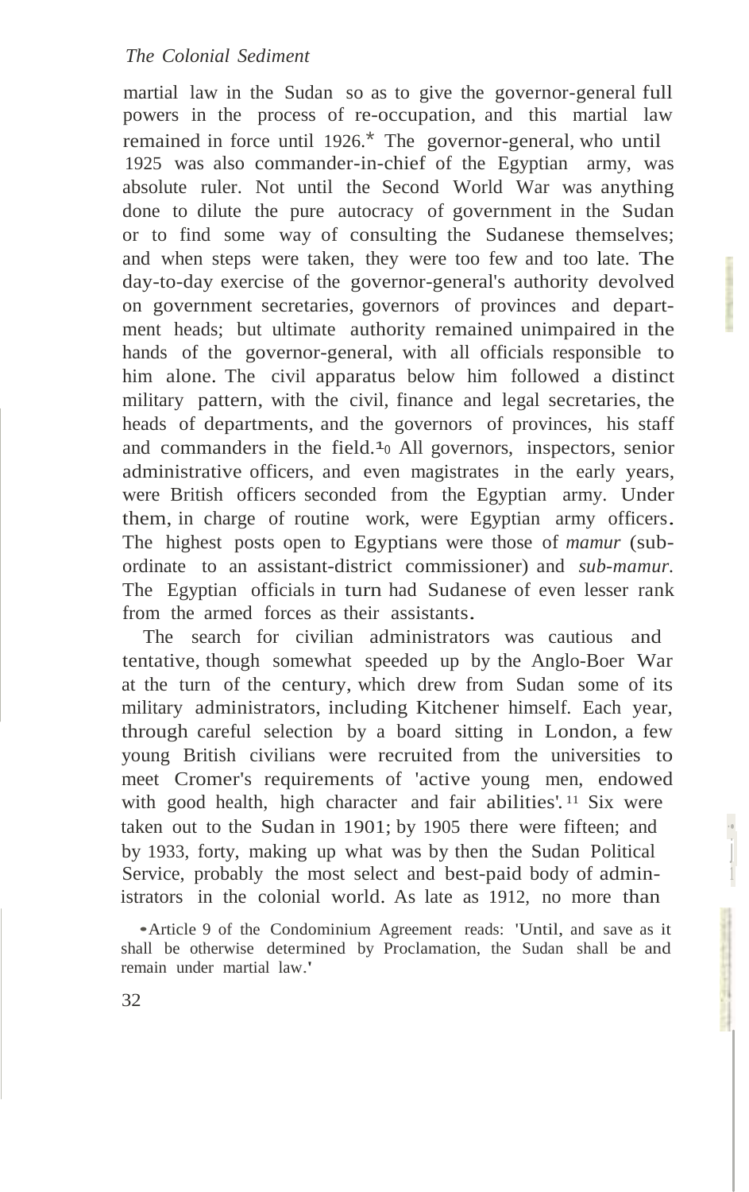martial law in the Sudan so as to give the governor-general full powers in the process of re-occupation, and this martial law remained in force until 1926.* The governor-general, who until 1925 was also commander-in-chief of the Egyptian army, was absolute ruler. Not until the Second World War was anything done to dilute the pure autocracy of government in the Sudan or to find some way of consulting the Sudanese themselves; and when steps were taken, they were too few and too late. The day-to-day exercise of the governor-general's authority devolved on government secretaries, governors of provinces and department heads; but ultimate authority remained unimpaired in the hands of the governor-general, with all officials responsible to him alone. The civil apparatus below him followed a distinct military pattern, with the civil, finance and legal secretaries, the heads of departments, and the governors of provinces, his staff and commanders in the field.[10] All governors, inspectors, senior administrative officers, and even magistrates in the early years, were British officers seconded from the Egyptian army. Under them, in charge of routine work, were Egyptian army officers. The highest posts open to Egyptians were those of *mamur* (subordinate to an assistant-district commissioner) and *sub-mamur*. The Egyptian officials in turn had Sudanese of even lesser rank from the armed forces as their assistants.

The search for civilian administrators was cautious and tentative, though somewhat speeded up by the Anglo-Boer War at the turn of the century, which drew from Sudan some of its military administrators, including Kitchener himself. Each year, through careful selection by a board sitting in London, a few young British civilians were recruited from the universities to meet Cromer's requirements of 'active young men, endowed with good health, high character and fair abilities'.[11] Six were taken out to the Sudan in 1901; by 1905 there were fifteen; and by 1933, forty, making up what was by then the Sudan Political Service, probably the most select and best-paid body of administrators in the colonial world. As late as 1912, no more than

* Article 9 of the Condominium Agreement reads: 'Until, and save as it shall be otherwise determined by Proclamation, the Sudan shall be and remain under martial law.'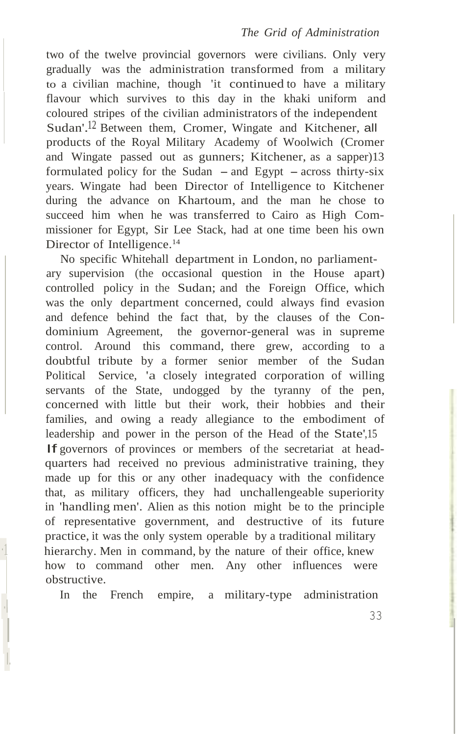two of the twelve provincial governors were civilians. Only very gradually was the administration transformed from a military to a civilian machine, though 'it continued to have a military flavour which survives to this day in the khaki uniform and coloured stripes of the civilian administrators of the independent Sudan'.[12] Between them, Cromer, Wingate and Kitchener, all products of the Royal Military Academy of Woolwich (Cromer and Wingate passed out as gunners; Kitchener, as a sapper)[13] formulated policy for the Sudan – and Egypt – across thirty-six years. Wingate had been Director of Intelligence to Kitchener during the advance on Khartoum, and the man he chose to succeed him when he was transferred to Cairo as High Commissioner for Egypt, Sir Lee Stack, had at one time been his own Director of Intelligence.[14]

No specific Whitehall department in London, no parliamentary supervision (the occasional question in the House apart) controlled policy in the Sudan; and the Foreign Office, which was the only department concerned, could always find evasion and defence behind the fact that, by the clauses of the Condominium Agreement, the governor-general was in supreme control. Around this command, there grew, according to a doubtful tribute by a former senior member of the Sudan Political Service, 'a closely integrated corporation of willing servants of the State, undogged by the tyranny of the pen, concerned with little but their work, their hobbies and their families, and owing a ready allegiance to the embodiment of leadership and power in the person of the Head of the State'.[15] If governors of provinces or members of the secretariat at headquarters had received no previous administrative training, they made up for this or any other inadequacy with the confidence that, as military officers, they had unchallengeable superiority in 'handling men'. Alien as this notion might be to the principle of representative government, and destructive of its future practice, it was the only system operable by a traditional military hierarchy. Men in command, by the nature of their office, knew how to command other men. Any other influences were obstructive.

In the French empire, a military-type administration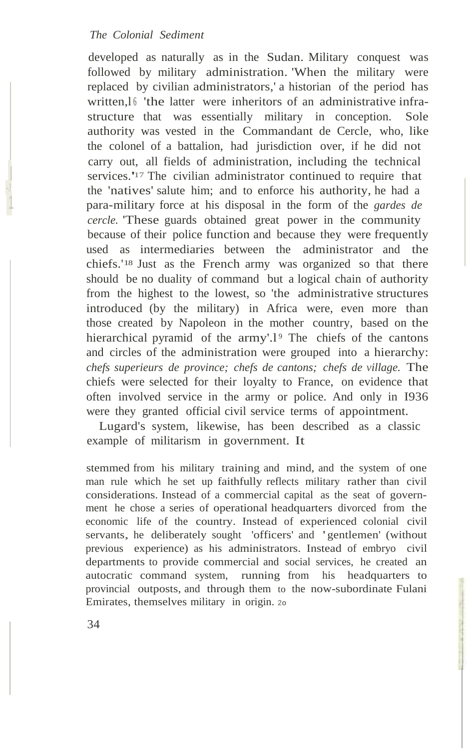developed as naturally as in the Sudan. Military conquest was followed by military administration. 'When the military were replaced by civilian administrators,' a historian of the period has written,[16] 'the latter were inheritors of an administrative infrastructure that was essentially military in conception. Sole authority was vested in the Commandant de Cercle, who, like the colonel of a battalion, had jurisdiction over, if he did not carry out, all fields of administration, including the technical services.'[17] The civilian administrator continued to require that the 'natives' salute him; and to enforce his authority, he had a para-military force at his disposal in the form of the *gardes de cercle.* 'These guards obtained great power in the community because of their police function and because they were frequently used as intermediaries between the administrator and the chiefs.'[18] Just as the French army was organized so that there should be no duality of command but a logical chain of authority from the highest to the lowest, so 'the administrative structures introduced (by the military) in Africa were, even more than those created by Napoleon in the mother country, based on the hierarchical pyramid of the army'.[19] The chiefs of the cantons and circles of the administration were grouped into a hierarchy: *chefs superieurs de province; chefs de cantons; chefs de village.* The chiefs were selected for their loyalty to France, on evidence that often involved service in the army or police. And only in 1936 were they granted official civil service terms of appointment.

Lugard's system, likewise, has been described as a classic example of militarism in government. It

> stemmed from his military training and mind, and the system of one man rule which he set up faithfully reflects military rather than civil considerations. Instead of a commercial capital as the seat of government he chose a series of operational headquarters divorced from the economic life of the country. Instead of experienced colonial civil servants, he deliberately sought 'officers' and 'gentlemen' (without previous experience) as his administrators. Instead of embryo civil departments to provide commercial and social services, he created an autocratic command system, running from his headquarters to provincial outposts, and through them to the now-subordinate Fulani Emirates, themselves military in origin.[20]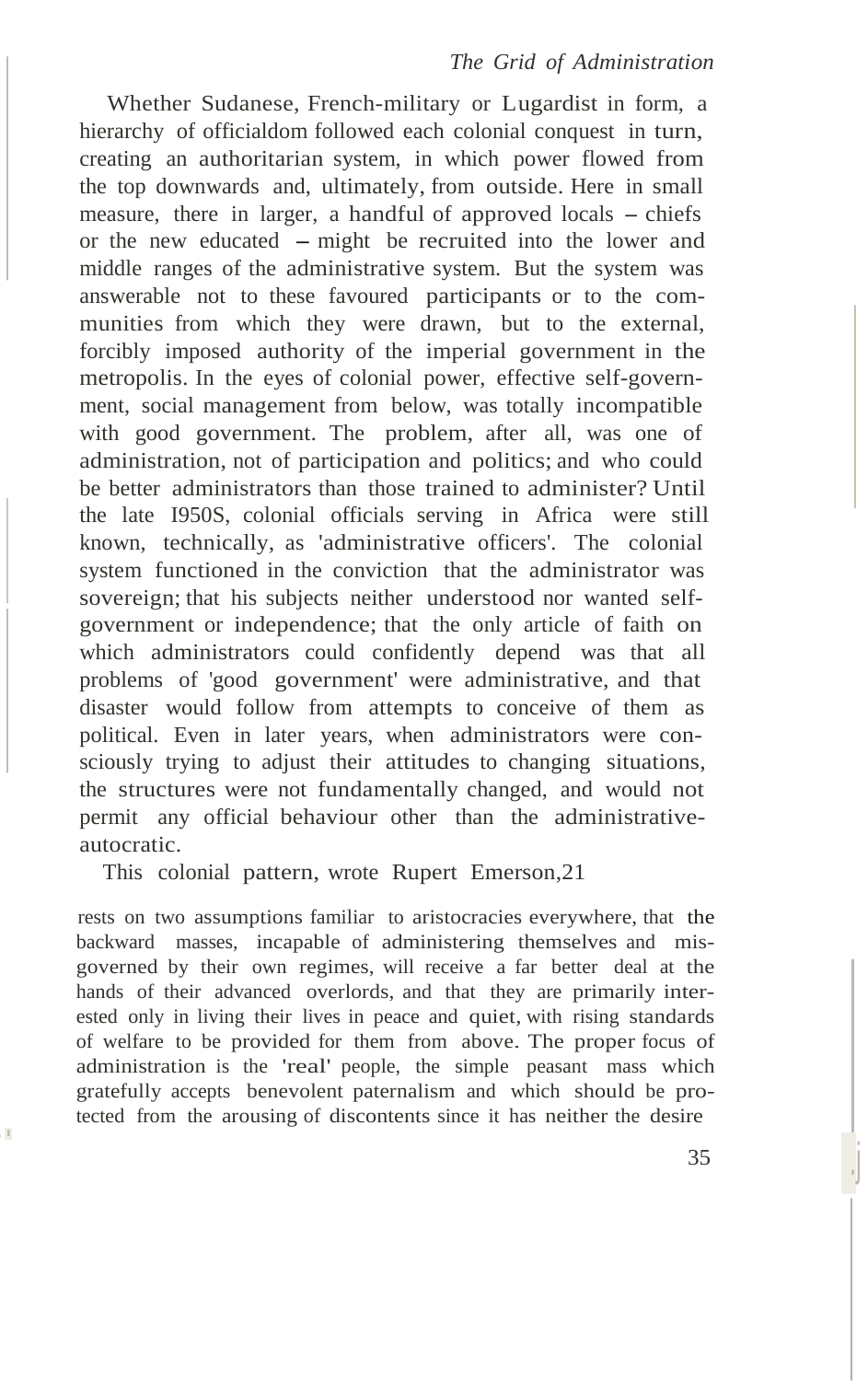Whether Sudanese, French-military or Lugardist in form, a hierarchy of officialdom followed each colonial conquest in turn, creating an authoritarian system, in which power flowed from the top downwards and, ultimately, from outside. Here in small measure, there in larger, a handful of approved locals – chiefs or the new educated – might be recruited into the lower and middle ranges of the administrative system. But the system was answerable not to these favoured participants or to the communities from which they were drawn, but to the external, forcibly imposed authority of the imperial government in the metropolis. In the eyes of colonial power, effective self-government, social management from below, was totally incompatible with good government. The problem, after all, was one of administration, not of participation and politics; and who could be better administrators than those trained to administer? Until the late 1950s, colonial officials serving in Africa were still known, technically, as 'administrative officers'. The colonial system functioned in the conviction that the administrator was sovereign; that his subjects neither understood nor wanted self-government or independence; that the only article of faith on which administrators could confidently depend was that all problems of 'good government' were administrative, and that disaster would follow from attempts to conceive of them as political. Even in later years, when administrators were consciously trying to adjust their attitudes to changing situations, the structures were not fundamentally changed, and would not permit any official behaviour other than the administrative-autocratic.

This colonial pattern, wrote Rupert Emerson,[21]

> rests on two assumptions familiar to aristocracies everywhere, that the backward masses, incapable of administering themselves and misgoverned by their own regimes, will receive a far better deal at the hands of their advanced overlords, and that they are primarily interested only in living their lives in peace and quiet, with rising standards of welfare to be provided for them from above. The proper focus of administration is the 'real' people, the simple peasant mass which gratefully accepts benevolent paternalism and which should be protected from the arousing of discontents since it has neither the desire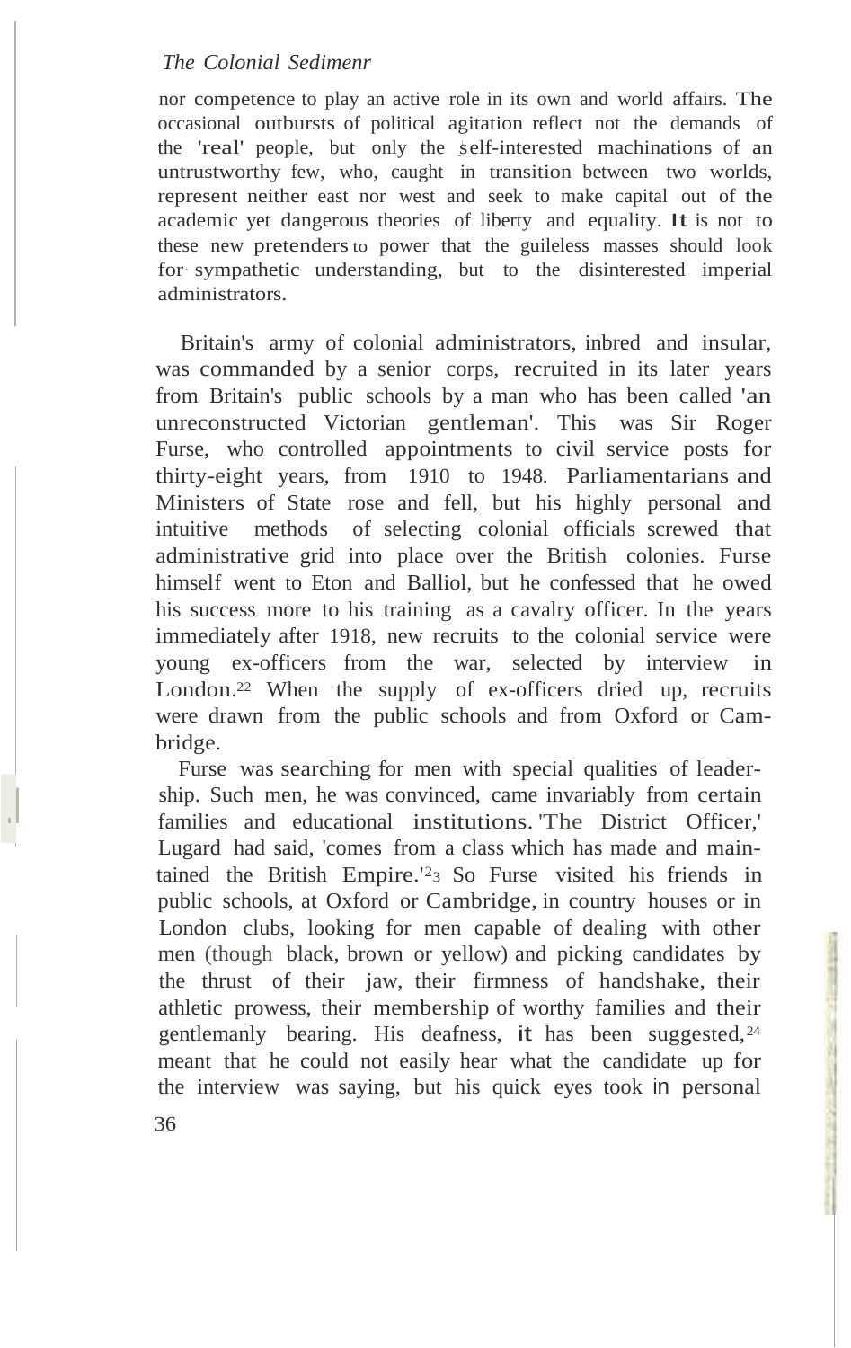nor competence to play an active role in its own and world affairs. The occasional outbursts of political agitation reflect not the demands of the 'real' people, but only the self-interested machinations of an untrustworthy few, who, caught in transition between two worlds, represent neither east nor west and seek to make capital out of the academic yet dangerous theories of liberty and equality. It is not to these new pretenders to power that the guileless masses should look for sympathetic understanding, but to the disinterested imperial administrators.

Britain's army of colonial administrators, inbred and insular, was commanded by a senior corps, recruited in its later years from Britain's public schools by a man who has been called 'an unreconstructed Victorian gentleman'. This was Sir Roger Furse, who controlled appointments to civil service posts for thirty-eight years, from 1910 to 1948. Parliamentarians and Ministers of State rose and fell, but his highly personal and intuitive methods of selecting colonial officials screwed that administrative grid into place over the British colonies. Furse himself went to Eton and Balliol, but he confessed that he owed his success more to his training as a cavalry officer. In the years immediately after 1918, new recruits to the colonial service were young ex-officers from the war, selected by interview in London.[22] When the supply of ex-officers dried up, recruits were drawn from the public schools and from Oxford or Cambridge.

Furse was searching for men with special qualities of leadership. Such men, he was convinced, came invariably from certain families and educational institutions. 'The District Officer,' Lugard had said, 'comes from a class which has made and maintained the British Empire.'[23] So Furse visited his friends in public schools, at Oxford or Cambridge, in country houses or in London clubs, looking for men capable of dealing with other men (though black, brown or yellow) and picking candidates by the thrust of their jaw, their firmness of handshake, their athletic prowess, their membership of worthy families and their gentlemanly bearing. His deafness, it has been suggested,[24] meant that he could not easily hear what the candidate up for the interview was saying, but his quick eyes took in personal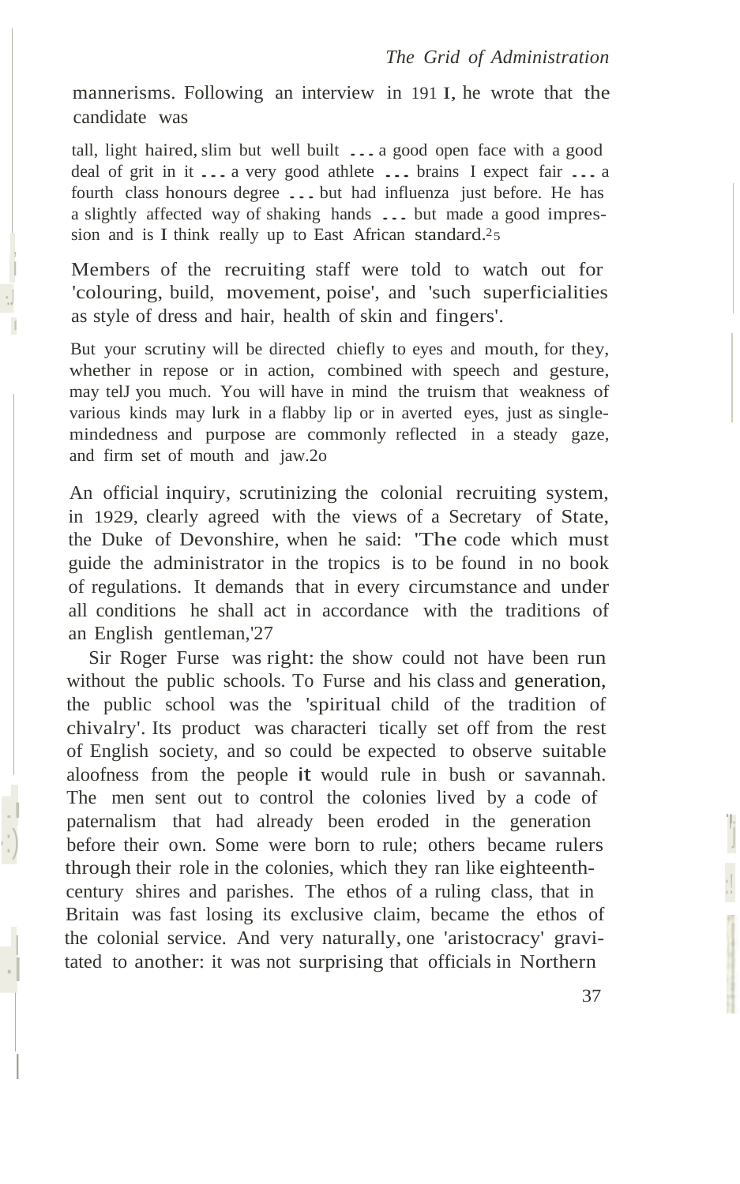mannerisms. Following an interview in 1911, he wrote that the candidate was

> tall, light haired, slim but well built ... a good open face with a good deal of grit in it ... a very good athlete ... brains I expect fair ... a fourth class honours degree ... but had influenza just before. He has a slightly affected way of shaking hands ... but made a good impression and is I think really up to East African standard.[25]

Members of the recruiting staff were told to watch out for 'colouring, build, movement, poise', and 'such superficialities as style of dress and hair, health of skin and fingers'.

> But your scrutiny will be directed chiefly to eyes and mouth, for they, whether in repose or in action, combined with speech and gesture, may tell you much. You will have in mind the truism that weakness of various kinds may lurk in a flabby lip or in averted eyes, just as single-mindedness and purpose are commonly reflected in a steady gaze, and firm set of mouth and jaw.[26]

An official inquiry, scrutinizing the colonial recruiting system, in 1929, clearly agreed with the views of a Secretary of State, the Duke of Devonshire, when he said: 'The code which must guide the administrator in the tropics is to be found in no book of regulations. It demands that in every circumstance and under all conditions he shall act in accordance with the traditions of an English gentleman.'[27]

Sir Roger Furse was right: the show could not have been run without the public schools. To Furse and his class and generation, the public school was the 'spiritual child of the tradition of chivalry'. Its product was characteristically set off from the rest of English society, and so could be expected to observe suitable aloofness from the people it would rule in bush or savannah. The men sent out to control the colonies lived by a code of paternalism that had already been eroded in the generation before their own. Some were born to rule; others became rulers through their role in the colonies, which they ran like eighteenth-century shires and parishes. The ethos of a ruling class, that in Britain was fast losing its exclusive claim, became the ethos of the colonial service. And very naturally, one 'aristocracy' gravitated to another: it was not surprising that officials in Northern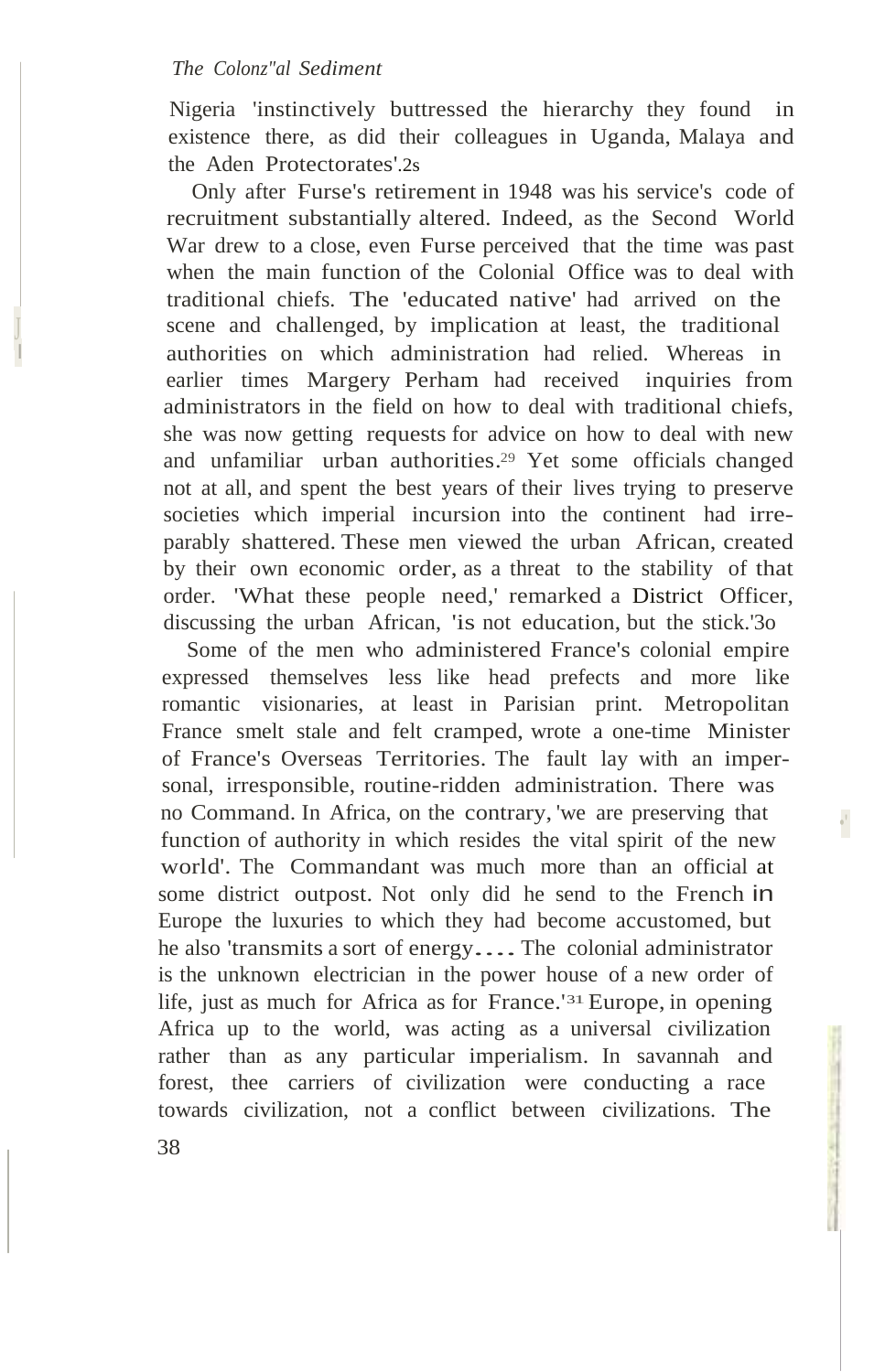Nigeria 'instinctively buttressed the hierarchy they found in existence there, as did their colleagues in Uganda, Malaya and the Aden Protectorates'.[28]

Only after Furse's retirement in 1948 was his service's code of recruitment substantially altered. Indeed, as the Second World War drew to a close, even Furse perceived that the time was past when the main function of the Colonial Office was to deal with traditional chiefs. The 'educated native' had arrived on the scene and challenged, by implication at least, the traditional authorities on which administration had relied. Whereas in earlier times Margery Perham had received inquiries from administrators in the field on how to deal with traditional chiefs, she was now getting requests for advice on how to deal with new and unfamiliar urban authorities.[29] Yet some officials changed not at all, and spent the best years of their lives trying to preserve societies which imperial incursion into the continent had irreparably shattered. These men viewed the urban African, created by their own economic order, as a threat to the stability of that order. 'What these people need,' remarked a District Officer, discussing the urban African, 'is not education, but the stick.'[30]

Some of the men who administered France's colonial empire expressed themselves less like head prefects and more like romantic visionaries, at least in Parisian print. Metropolitan France smelt stale and felt cramped, wrote a one-time Minister of France's Overseas Territories. The fault lay with an impersonal, irresponsible, routine-ridden administration. There was no Command. In Africa, on the contrary, 'we are preserving that function of authority in which resides the vital spirit of the new world'. The Commandant was much more than an official at some district outpost. Not only did he send to the French in Europe the luxuries to which they had become accustomed, but he also 'transmits a sort of energy.... The colonial administrator is the unknown electrician in the power house of a new order of life, just as much for Africa as for France.'[31] Europe, in opening Africa up to the world, was acting as a universal civilization rather than as any particular imperialism. In savannah and forest, thee carriers of civilization were conducting a race towards civilization, not a conflict between civilizations. The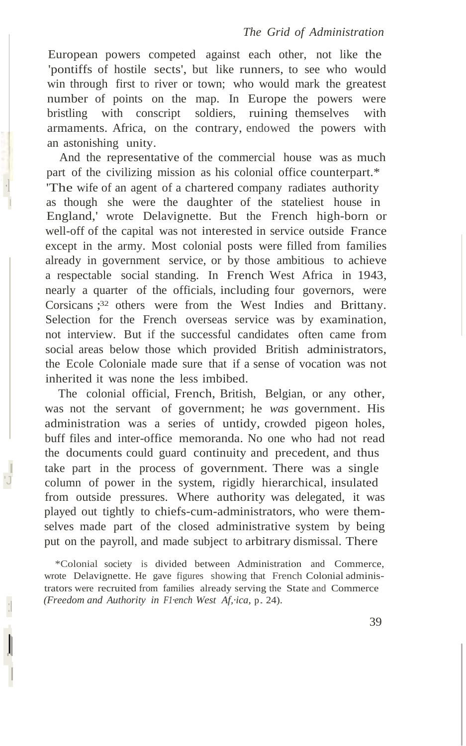European powers competed against each other, not like the 'pontiffs of hostile sects', but like runners, to see who would win through first to river or town; who would mark the greatest number of points on the map. In Europe the powers were bristling with conscript soldiers, ruining themselves with armaments. Africa, on the contrary, endowed the powers with an astonishing unity.

And the representative of the commercial house was as much part of the civilizing mission as his colonial office counterpart.* 'The wife of an agent of a chartered company radiates authority as though she were the daughter of the stateliest house in England,' wrote Delavignette. But the French high-born or well-off of the capital was not interested in service outside France except in the army. Most colonial posts were filled from families already in government service, or by those ambitious to achieve a respectable social standing. In French West Africa in 1943, nearly a quarter of the officials, including four governors, were Corsicans;[32] others were from the West Indies and Brittany. Selection for the French overseas service was by examination, not interview. But if the successful candidates often came from social areas below those which provided British administrators, the Ecole Coloniale made sure that if a sense of vocation was not inherited it was none the less imbibed.

The colonial official, French, British, Belgian, or any other, was not the servant of government; he *was* government. His administration was a series of untidy, crowded pigeon holes, buff files and inter-office memoranda. No one who had not read the documents could guard continuity and precedent, and thus take part in the process of government. There was a single column of power in the system, rigidly hierarchical, insulated from outside pressures. Where authority was delegated, it was played out tightly to chiefs-cum-administrators, who were themselves made part of the closed administrative system by being put on the payroll, and made subject to arbitrary dismissal. There

*Colonial society is divided between Administration and Commerce, wrote Delavignette. He gave figures showing that French Colonial administrators were recruited from families already serving the State and Commerce (*Freedom and Authority in French West Africa*, p. 24).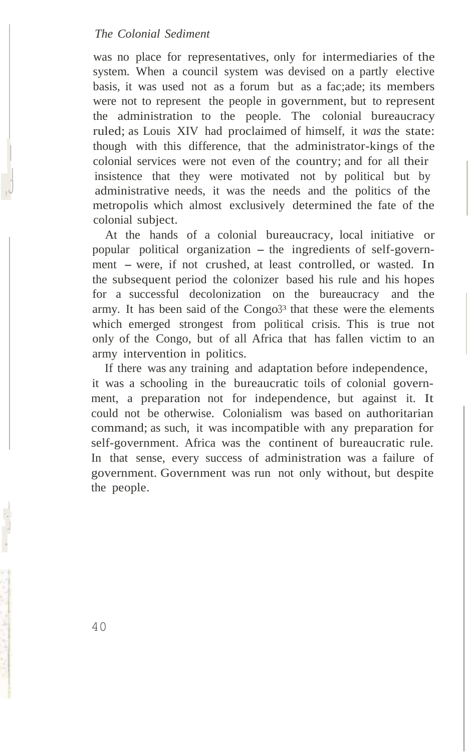was no place for representatives, only for intermediaries of the system. When a council system was devised on a partly elective basis, it was used not as a forum but as a façade; its members were not to represent the people in government, but to represent the administration to the people. The colonial bureaucracy ruled; as Louis XIV had proclaimed of himself, it *was* the state: though with this difference, that the administrator-kings of the colonial services were not even of the country; and for all their insistence that they were motivated not by political but by administrative needs, it was the needs and the politics of the metropolis which almost exclusively determined the fate of the colonial subject.

At the hands of a colonial bureaucracy, local initiative or popular political organization – the ingredients of self-government – were, if not crushed, at least controlled, or wasted. In the subsequent period the colonizer based his rule and his hopes for a successful decolonization on the bureaucracy and the army. It has been said of the Congo[33] that these were the elements which emerged strongest from political crisis. This is true not only of the Congo, but of all Africa that has fallen victim to an army intervention in politics.

If there was any training and adaptation before independence, it was a schooling in the bureaucratic toils of colonial government, a preparation not for independence, but against it. It could not be otherwise. Colonialism was based on authoritarian command; as such, it was incompatible with any preparation for self-government. Africa was the continent of bureaucratic rule. In that sense, every success of administration was a failure of government. Government was run not only without, but despite the people.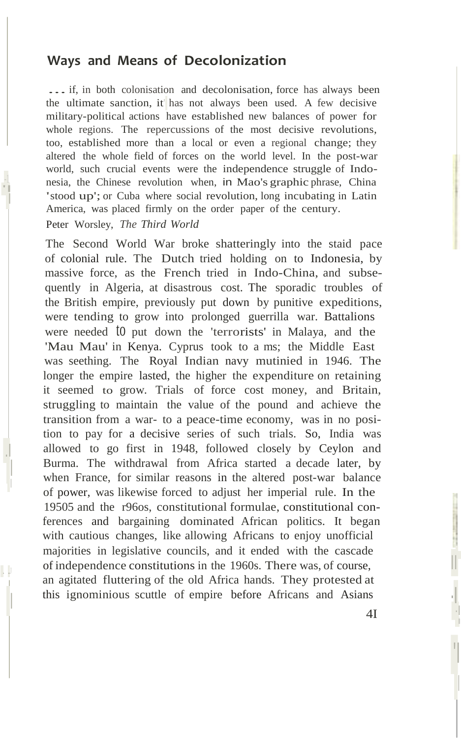## Ways and Means of Decolonization

... if, in both colonisation and decolonisation, force has always been the ultimate sanction, it has not always been used. A few decisive military-political actions have established new balances of power for whole regions. The repercussions of the most decisive revolutions, too, established more than a local or even a regional change; they altered the whole field of forces on the world level. In the post-war world, such crucial events were the independence struggle of Indonesia, the Chinese revolution when, in Mao's graphic phrase, China 'stood up'; or Cuba where social revolution, long incubating in Latin America, was placed firmly on the order paper of the century.

Peter Worsley, *The Third World*

The Second World War broke shatteringly into the staid pace of colonial rule. The Dutch tried holding on to Indonesia, by massive force, as the French tried in Indo-China, and subsequently in Algeria, at disastrous cost. The sporadic troubles of the British empire, previously put down by punitive expeditions, were tending to grow into prolonged guerrilla war. Battalions were needed to put down the 'terrorists' in Malaya, and the 'Mau Mau' in Kenya. Cyprus took to a ms; the Middle East was seething. The Royal Indian navy mutinied in 1946. The longer the empire lasted, the higher the expenditure on retaining it seemed to grow. Trials of force cost money, and Britain, struggling to maintain the value of the pound and achieve the transition from a war- to a peace-time economy, was in no position to pay for a decisive series of such trials. So, India was allowed to go first in 1948, followed closely by Ceylon and Burma. The withdrawal from Africa started a decade later, by when France, for similar reasons in the altered post-war balance of power, was likewise forced to adjust her imperial rule. In the 1950s and the 1960s, constitutional formulae, constitutional conferences and bargaining dominated African politics. It began with cautious changes, like allowing Africans to enjoy unofficial majorities in legislative councils, and it ended with the cascade of independence constitutions in the 1960s. There was, of course, an agitated fluttering of the old Africa hands. They protested at this ignominious scuttle of empire before Africans and Asians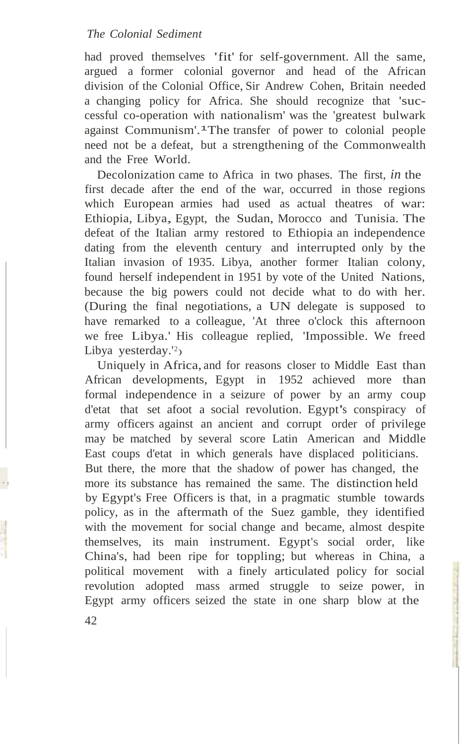had proved themselves 'fit' for self-government. All the same, argued a former colonial governor and head of the African division of the Colonial Office, Sir Andrew Cohen, Britain needed a changing policy for Africa. She should recognize that 'successful co-operation with nationalism' was the 'greatest bulwark against Communism'.[1] The transfer of power to colonial people need not be a defeat, but a strengthening of the Commonwealth and the Free World.

Decolonization came to Africa in two phases. The first, *in* the first decade after the end of the war, occurred in those regions which European armies had used as actual theatres of war: Ethiopia, Libya, Egypt, the Sudan, Morocco and Tunisia. The defeat of the Italian army restored to Ethiopia an independence dating from the eleventh century and interrupted only by the Italian invasion of 1935. Libya, another former Italian colony, found herself independent in 1951 by vote of the United Nations, because the big powers could not decide what to do with her. (During the final negotiations, a UN delegate is supposed to have remarked to a colleague, 'At three o'clock this afternoon we free Libya.' His colleague replied, 'Impossible. We freed Libya yesterday.'[2])

Uniquely in Africa, and for reasons closer to Middle East than African developments, Egypt in 1952 achieved more than formal independence in a seizure of power by an army coup d'etat that set afoot a social revolution. Egypt's conspiracy of army officers against an ancient and corrupt order of privilege may be matched by several score Latin American and Middle East coups d'etat in which generals have displaced politicians. But there, the more that the shadow of power has changed, the more its substance has remained the same. The distinction held by Egypt's Free Officers is that, in a pragmatic stumble towards policy, as in the aftermath of the Suez gamble, they identified with the movement for social change and became, almost despite themselves, its main instrument. Egypt's social order, like China's, had been ripe for toppling; but whereas in China, a political movement with a finely articulated policy for social revolution adopted mass armed struggle to seize power, in Egypt army officers seized the state in one sharp blow at the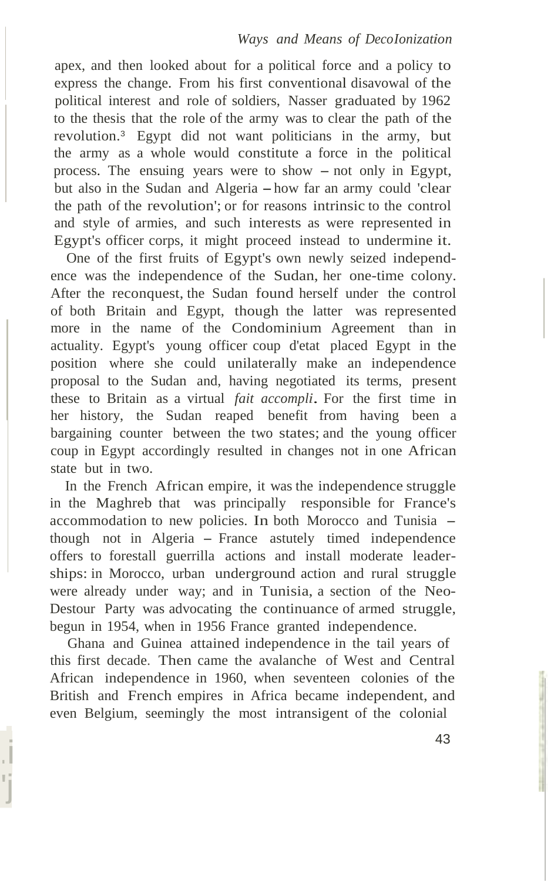apex, and then looked about for a political force and a policy to express the change. From his first conventional disavowal of the political interest and role of soldiers, Nasser graduated by 1962 to the thesis that the role of the army was to clear the path of the revolution.[3] Egypt did not want politicians in the army, but the army as a whole would constitute a force in the political process. The ensuing years were to show – not only in Egypt, but also in the Sudan and Algeria – how far an army could 'clear the path of the revolution'; or for reasons intrinsic to the control and style of armies, and such interests as were represented in Egypt's officer corps, it might proceed instead to undermine it.

One of the first fruits of Egypt's own newly seized independence was the independence of the Sudan, her one-time colony. After the reconquest, the Sudan found herself under the control of both Britain and Egypt, though the latter was represented more in the name of the Condominium Agreement than in actuality. Egypt's young officer coup d'etat placed Egypt in the position where she could unilaterally make an independence proposal to the Sudan and, having negotiated its terms, present these to Britain as a virtual *fait accompli*. For the first time in her history, the Sudan reaped benefit from having been a bargaining counter between the two states; and the young officer coup in Egypt accordingly resulted in changes not in one African state but in two.

In the French African empire, it was the independence struggle in the Maghreb that was principally responsible for France's accommodation to new policies. In both Morocco and Tunisia – though not in Algeria – France astutely timed independence offers to forestall guerrilla actions and install moderate leaderships: in Morocco, urban underground action and rural struggle were already under way; and in Tunisia, a section of the Neo-Destour Party was advocating the continuance of armed struggle, begun in 1954, when in 1956 France granted independence.

Ghana and Guinea attained independence in the tail years of this first decade. Then came the avalanche of West and Central African independence in 1960, when seventeen colonies of the British and French empires in Africa became independent, and even Belgium, seemingly the most intransigent of the colonial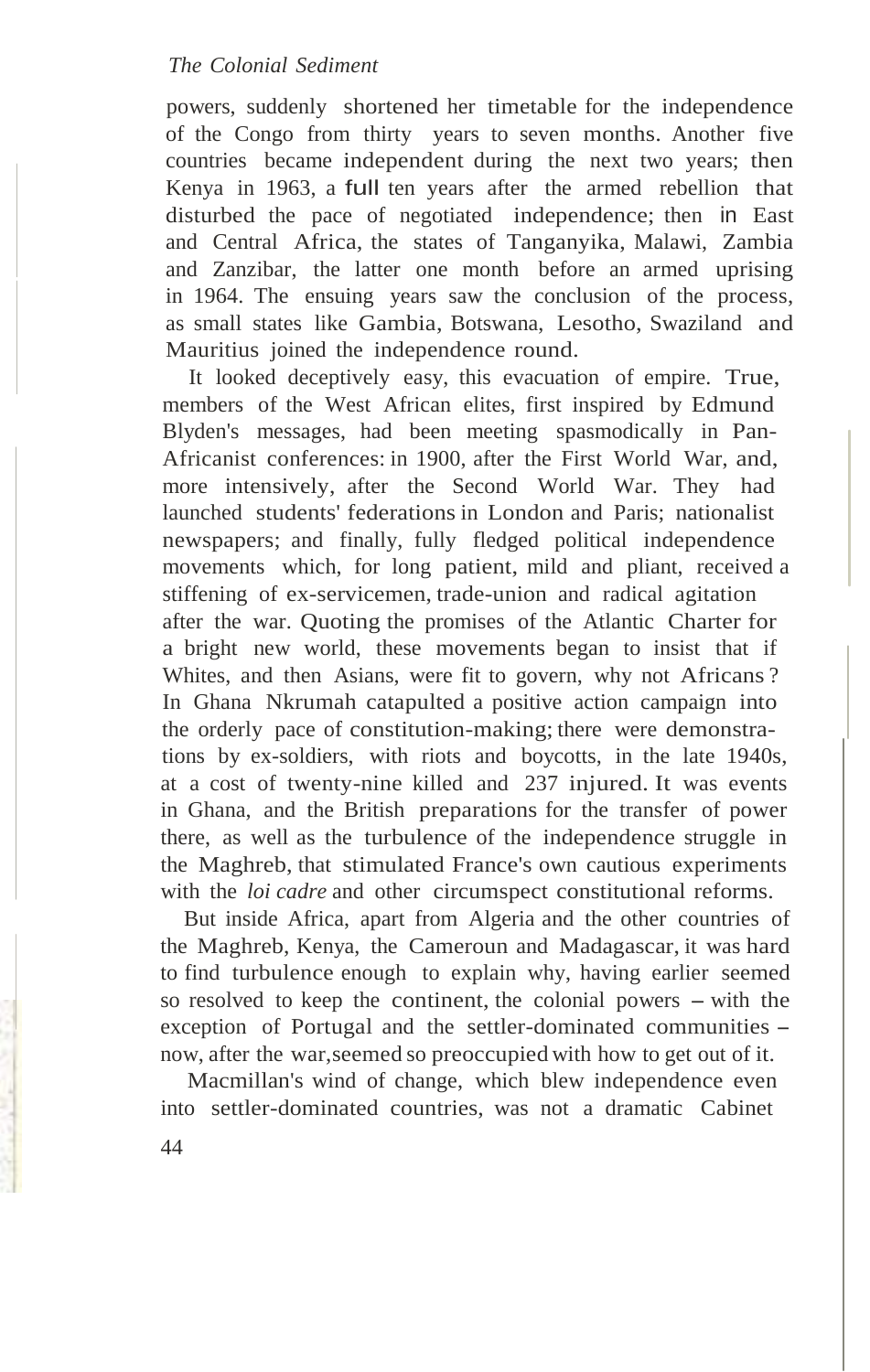powers, suddenly shortened her timetable for the independence of the Congo from thirty years to seven months. Another five countries became independent during the next two years; then Kenya in 1963, a full ten years after the armed rebellion that disturbed the pace of negotiated independence; then in East and Central Africa, the states of Tanganyika, Malawi, Zambia and Zanzibar, the latter one month before an armed uprising in 1964. The ensuing years saw the conclusion of the process, as small states like Gambia, Botswana, Lesotho, Swaziland and Mauritius joined the independence round.

It looked deceptively easy, this evacuation of empire. True, members of the West African elites, first inspired by Edmund Blyden's messages, had been meeting spasmodically in Pan-Africanist conferences: in 1900, after the First World War, and, more intensively, after the Second World War. They had launched students' federations in London and Paris; nationalist newspapers; and finally, fully fledged political independence movements which, for long patient, mild and pliant, received a stiffening of ex-servicemen, trade-union and radical agitation after the war. Quoting the promises of the Atlantic Charter for a bright new world, these movements began to insist that if Whites, and then Asians, were fit to govern, why not Africans? In Ghana Nkrumah catapulted a positive action campaign into the orderly pace of constitution-making; there were demonstrations by ex-soldiers, with riots and boycotts, in the late 1940s, at a cost of twenty-nine killed and 237 injured. It was events in Ghana, and the British preparations for the transfer of power there, as well as the turbulence of the independence struggle in the Maghreb, that stimulated France's own cautious experiments with the *loi cadre* and other circumspect constitutional reforms.

But inside Africa, apart from Algeria and the other countries of the Maghreb, Kenya, the Cameroun and Madagascar, it was hard to find turbulence enough to explain why, having earlier seemed so resolved to keep the continent, the colonial powers – with the exception of Portugal and the settler-dominated communities – now, after the war, seemed so preoccupied with how to get out of it.

Macmillan's wind of change, which blew independence even into settler-dominated countries, was not a dramatic Cabinet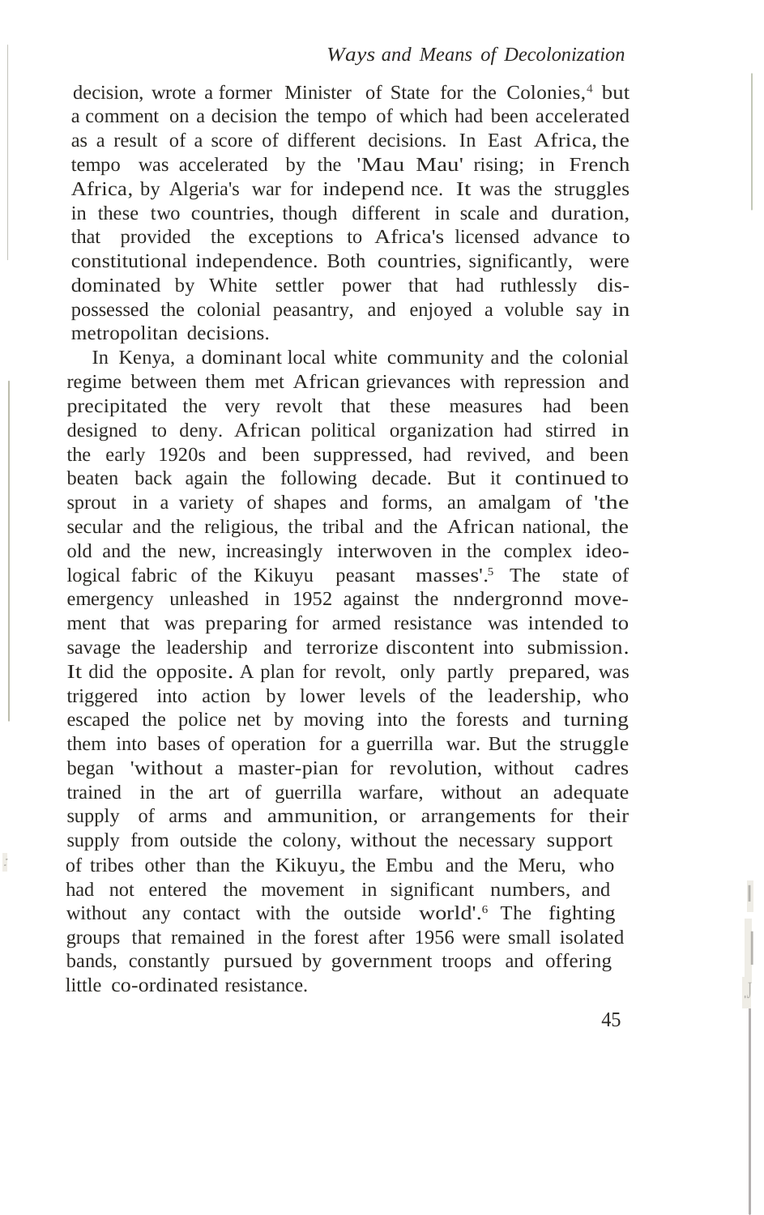decision, wrote a former Minister of State for the Colonies,[4] but a comment on a decision the tempo of which had been accelerated as a result of a score of different decisions. In East Africa, the tempo was accelerated by the 'Mau Mau' rising; in French Africa, by Algeria's war for independ nce. It was the struggles in these two countries, though different in scale and duration, that provided the exceptions to Africa's licensed advance to constitutional independence. Both countries, significantly, were dominated by White settler power that had ruthlessly dispossessed the colonial peasantry, and enjoyed a voluble say in metropolitan decisions.

In Kenya, a dominant local white community and the colonial regime between them met African grievances with repression and precipitated the very revolt that these measures had been designed to deny. African political organization had stirred in the early 1920s and been suppressed, had revived, and been beaten back again the following decade. But it continued to sprout in a variety of shapes and forms, an amalgam of 'the secular and the religious, the tribal and the African national, the old and the new, increasingly interwoven in the complex ideological fabric of the Kikuyu peasant masses'.[5] The state of emergency unleashed in 1952 against the nndergronnd movement that was preparing for armed resistance was intended to savage the leadership and terrorize discontent into submission. It did the opposite. A plan for revolt, only partly prepared, was triggered into action by lower levels of the leadership, who escaped the police net by moving into the forests and turning them into bases of operation for a guerrilla war. But the struggle began 'without a master-pian for revolution, without cadres trained in the art of guerrilla warfare, without an adequate supply of arms and ammunition, or arrangements for their supply from outside the colony, without the necessary support of tribes other than the Kikuyu, the Embu and the Meru, who had not entered the movement in significant numbers, and without any contact with the outside world'.[6] The fighting groups that remained in the forest after 1956 were small isolated bands, constantly pursued by government troops and offering little co-ordinated resistance.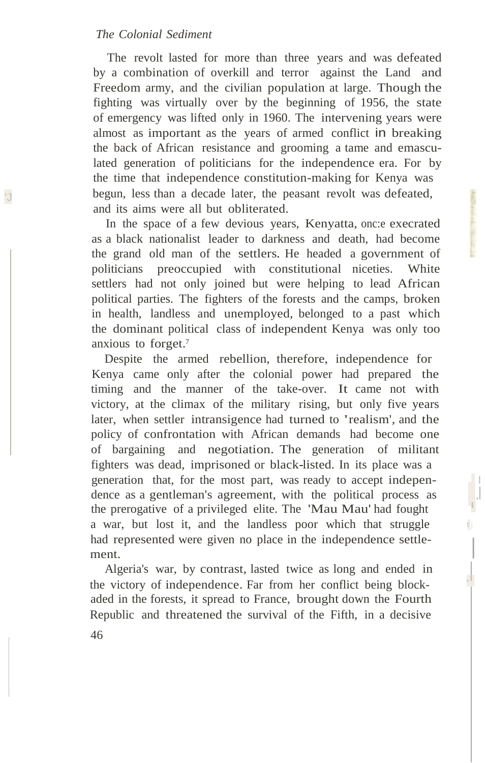The revolt lasted for more than three years and was defeated by a combination of overkill and terror against the Land and Freedom army, and the civilian population at large. Though the fighting was virtually over by the beginning of 1956, the state of emergency was lifted only in 1960. The intervening years were almost as important as the years of armed conflict in breaking the back of African resistance and grooming a tame and emasculated generation of politicians for the independence era. For by the time that independence constitution-making for Kenya was begun, less than a decade later, the peasant revolt was defeated, and its aims were all but obliterated.

In the space of a few devious years, Kenyatta, once execrated as a black nationalist leader to darkness and death, had become the grand old man of the settlers. He headed a government of politicians preoccupied with constitutional niceties. White settlers had not only joined but were helping to lead African political parties. The fighters of the forests and the camps, broken in health, landless and unemployed, belonged to a past which the dominant political class of independent Kenya was only too anxious to forget.[7]

Despite the armed rebellion, therefore, independence for Kenya came only after the colonial power had prepared the timing and the manner of the take-over. It came not with victory, at the climax of the military rising, but only five years later, when settler intransigence had turned to 'realism', and the policy of confrontation with African demands had become one of bargaining and negotiation. The generation of militant fighters was dead, imprisoned or black-listed. In its place was a generation that, for the most part, was ready to accept independence as a gentleman's agreement, with the political process as the prerogative of a privileged elite. The 'Mau Mau' had fought a war, but lost it, and the landless poor which that struggle had represented were given no place in the independence settlement.

Algeria's war, by contrast, lasted twice as long and ended in the victory of independence. Far from her conflict being blockaded in the forests, it spread to France, brought down the Fourth Republic and threatened the survival of the Fifth, in a decisive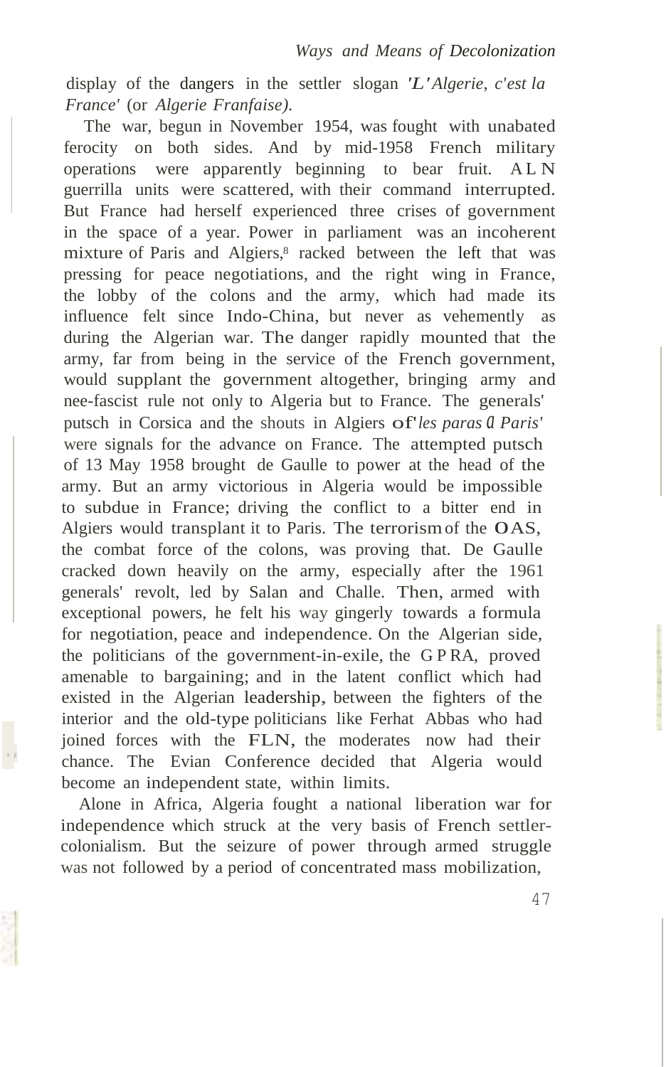display of the dangers in the settler slogan *'L'Algerie, c'est la France'* (or *Algerie Franfaise).*

The war, begun in November 1954, was fought with unabated ferocity on both sides. And by mid-1958 French military operations were apparently beginning to bear fruit. ALN guerrilla units were scattered, with their command interrupted. But France had herself experienced three crises of government in the space of a year. Power in parliament was an incoherent mixture of Paris and Algiers,[8] racked between the left that was pressing for peace negotiations, and the right wing in France, the lobby of the colons and the army, which had made its influence felt since Indo-China, but never as vehemently as during the Algerian war. The danger rapidly mounted that the army, far from being in the service of the French government, would supplant the government altogether, bringing army and nee-fascist rule not only to Algeria but to France. The generals' putsch in Corsica and the shouts in Algiers of'*les paras a Paris'* were signals for the advance on France. The attempted putsch of 13 May 1958 brought de Gaulle to power at the head of the army. But an army victorious in Algeria would be impossible to subdue in France; driving the conflict to a bitter end in Algiers would transplant it to Paris. The terrorism of the OAS, the combat force of the colons, was proving that. De Gaulle cracked down heavily on the army, especially after the 1961 generals' revolt, led by Salan and Challe. Then, armed with exceptional powers, he felt his way gingerly towards a formula for negotiation, peace and independence. On the Algerian side, the politicians of the government-in-exile, the GPRA, proved amenable to bargaining; and in the latent conflict which had existed in the Algerian leadership, between the fighters of the interior and the old-type politicians like Ferhat Abbas who had joined forces with the FLN, the moderates now had their chance. The Evian Conference decided that Algeria would become an independent state, within limits.

Alone in Africa, Algeria fought a national liberation war for independence which struck at the very basis of French settler-colonialism. But the seizure of power through armed struggle was not followed by a period of concentrated mass mobilization,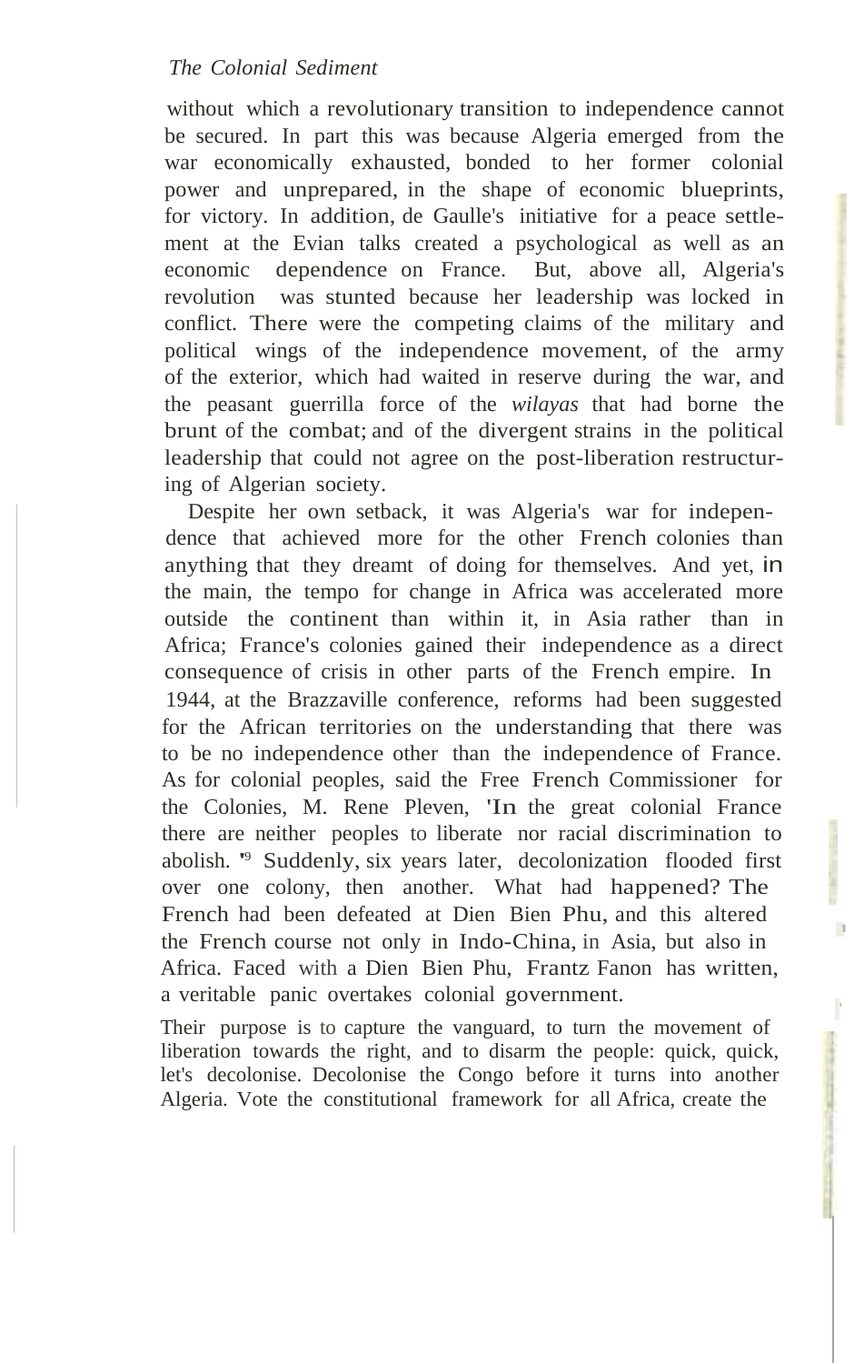without which a revolutionary transition to independence cannot be secured. In part this was because Algeria emerged from the war economically exhausted, bonded to her former colonial power and unprepared, in the shape of economic blueprints, for victory. In addition, de Gaulle's initiative for a peace settlement at the Evian talks created a psychological as well as an economic dependence on France. But, above all, Algeria's revolution was stunted because her leadership was locked in conflict. There were the competing claims of the military and political wings of the independence movement, of the army of the exterior, which had waited in reserve during the war, and the peasant guerrilla force of the *wilayas* that had borne the brunt of the combat; and of the divergent strains in the political leadership that could not agree on the post-liberation restructuring of Algerian society.

Despite her own setback, it was Algeria's war for independence that achieved more for the other French colonies than anything that they dreamt of doing for themselves. And yet, in the main, the tempo for change in Africa was accelerated more outside the continent than within it, in Asia rather than in Africa; France's colonies gained their independence as a direct consequence of crisis in other parts of the French empire. In 1944, at the Brazzaville conference, reforms had been suggested for the African territories on the understanding that there was to be no independence other than the independence of France. As for colonial peoples, said the Free French Commissioner for the Colonies, M. Rene Pleven, 'In the great colonial France there are neither peoples to liberate nor racial discrimination to abolish.'[9] Suddenly, six years later, decolonization flooded first over one colony, then another. What had happened? The French had been defeated at Dien Bien Phu, and this altered the French course not only in Indo-China, in Asia, but also in Africa. Faced with a Dien Bien Phu, Frantz Fanon has written, a veritable panic overtakes colonial government.

> Their purpose is to capture the vanguard, to turn the movement of liberation towards the right, and to disarm the people: quick, quick, let's decolonise. Decolonise the Congo before it turns into another Algeria. Vote the constitutional framework for all Africa, create the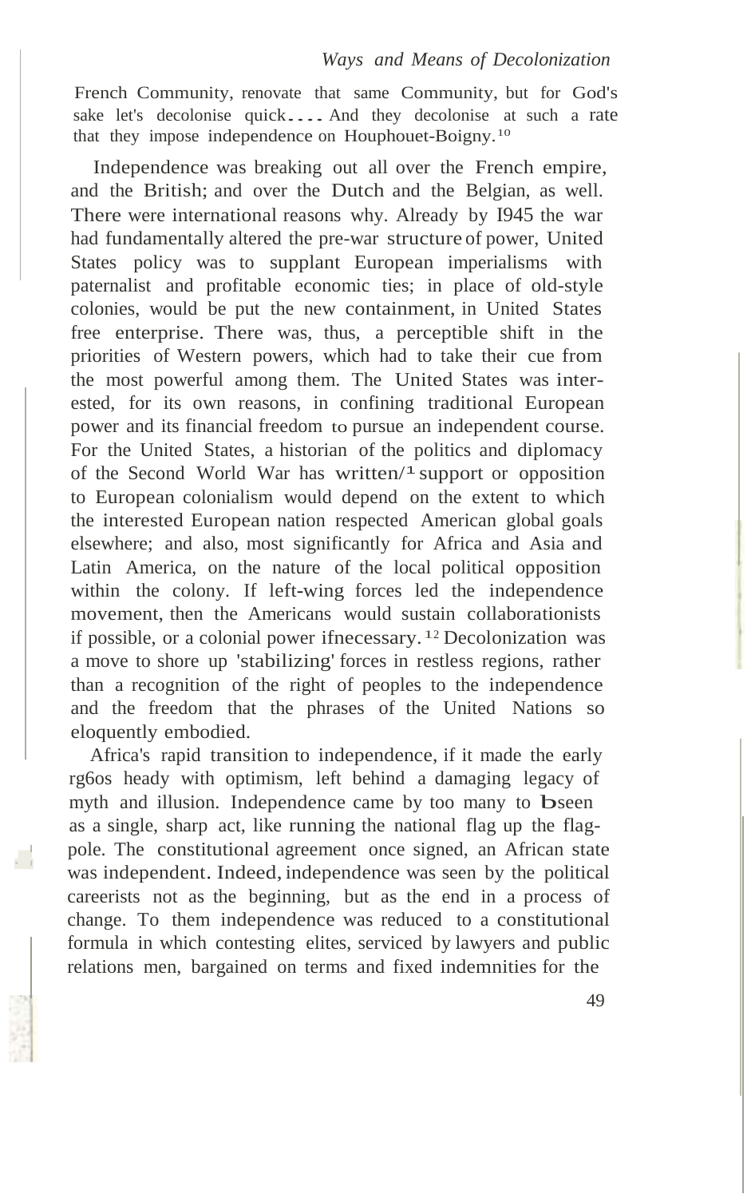French Community, renovate that same Community, but for God's sake let's decolonise quick.... And they decolonise at such a rate that they impose independence on Houphouet-Boigny.[10]

Independence was breaking out all over the French empire, and the British; and over the Dutch and the Belgian, as well. There were international reasons why. Already by 1945 the war had fundamentally altered the pre-war structure of power, United States policy was to supplant European imperialisms with paternalist and profitable economic ties; in place of old-style colonies, would be put the new containment, in United States free enterprise. There was, thus, a perceptible shift in the priorities of Western powers, which had to take their cue from the most powerful among them. The United States was interested, for its own reasons, in confining traditional European power and its financial freedom to pursue an independent course. For the United States, a historian of the politics and diplomacy of the Second World War has written,[11] support or opposition to European colonialism would depend on the extent to which the interested European nation respected American global goals elsewhere; and also, most significantly for Africa and Asia and Latin America, on the nature of the local political opposition within the colony. If left-wing forces led the independence movement, then the Americans would sustain collaborationists if possible, or a colonial power if necessary.[12] Decolonization was a move to shore up 'stabilizing' forces in restless regions, rather than a recognition of the right of peoples to the independence and the freedom that the phrases of the United Nations so eloquently embodied.

Africa's rapid transition to independence, if it made the early 1960s heady with optimism, left behind a damaging legacy of myth and illusion. Independence came by too many to be seen as a single, sharp act, like running the national flag up the flag-pole. The constitutional agreement once signed, an African state was independent. Indeed, independence was seen by the political careerists not as the beginning, but as the end in a process of change. To them independence was reduced to a constitutional formula in which contesting elites, serviced by lawyers and public relations men, bargained on terms and fixed indemnities for the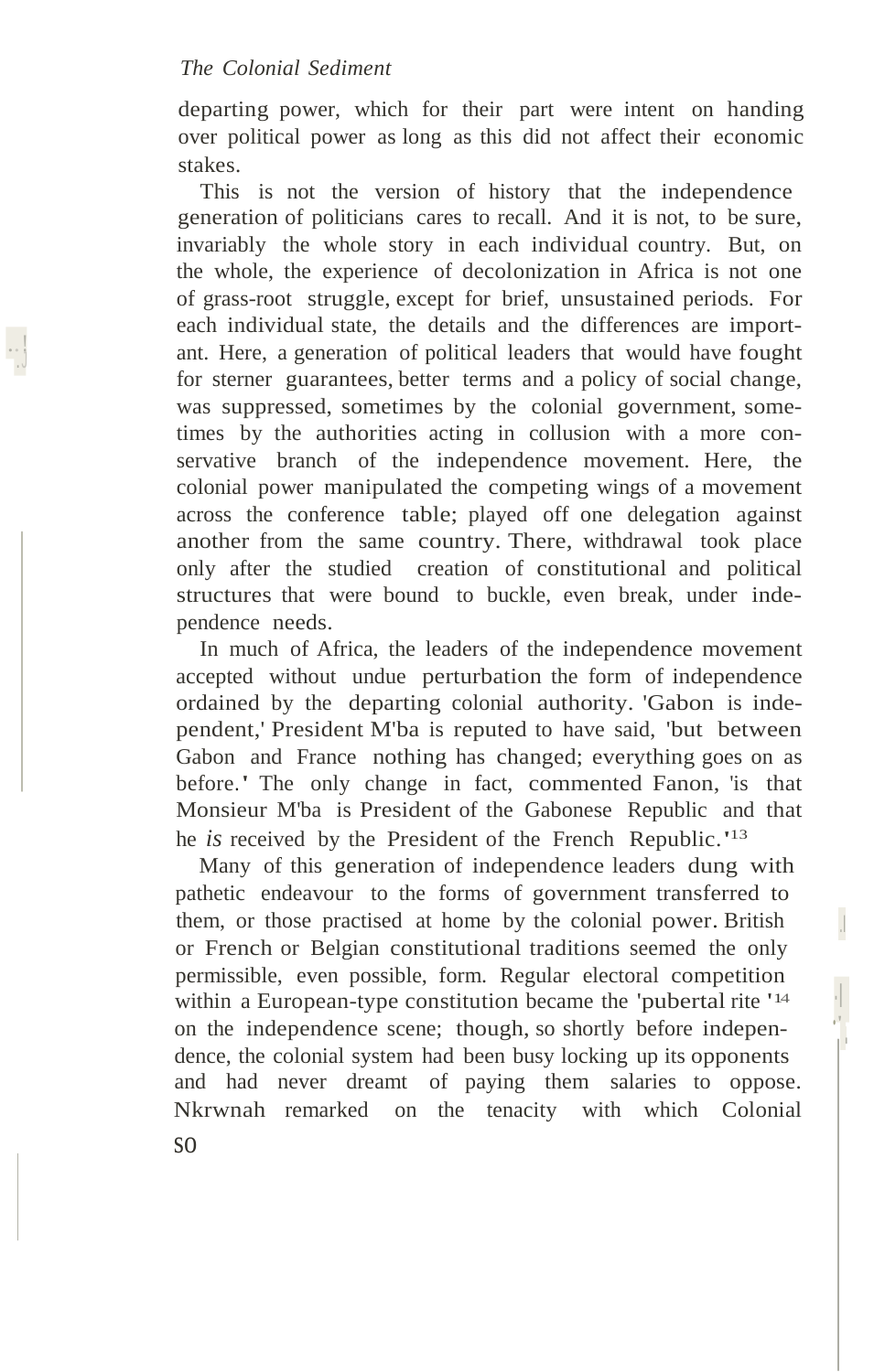departing power, which for their part were intent on handing over political power as long as this did not affect their economic stakes.

This is not the version of history that the independence generation of politicians cares to recall. And it is not, to be sure, invariably the whole story in each individual country. But, on the whole, the experience of decolonization in Africa is not one of grass-root struggle, except for brief, unsustained periods. For each individual state, the details and the differences are important. Here, a generation of political leaders that would have fought for sterner guarantees, better terms and a policy of social change, was suppressed, sometimes by the colonial government, sometimes by the authorities acting in collusion with a more conservative branch of the independence movement. Here, the colonial power manipulated the competing wings of a movement across the conference table; played off one delegation against another from the same country. There, withdrawal took place only after the studied creation of constitutional and political structures that were bound to buckle, even break, under independence needs.

In much of Africa, the leaders of the independence movement accepted without undue perturbation the form of independence ordained by the departing colonial authority. 'Gabon is independent,' President M'ba is reputed to have said, 'but between Gabon and France nothing has changed; everything goes on as before.' The only change in fact, commented Fanon, 'is that Monsieur M'ba is President of the Gabonese Republic and that he *is* received by the President of the French Republic.'[13]

Many of this generation of independence leaders dung with pathetic endeavour to the forms of government transferred to them, or those practised at home by the colonial power. British or French or Belgian constitutional traditions seemed the only permissible, even possible, form. Regular electoral competition within a European-type constitution became the 'pubertal rite'[14] on the independence scene; though, so shortly before independence, the colonial system had been busy locking up its opponents and had never dreamt of paying them salaries to oppose. Nkrwnah remarked on the tenacity with which Colonial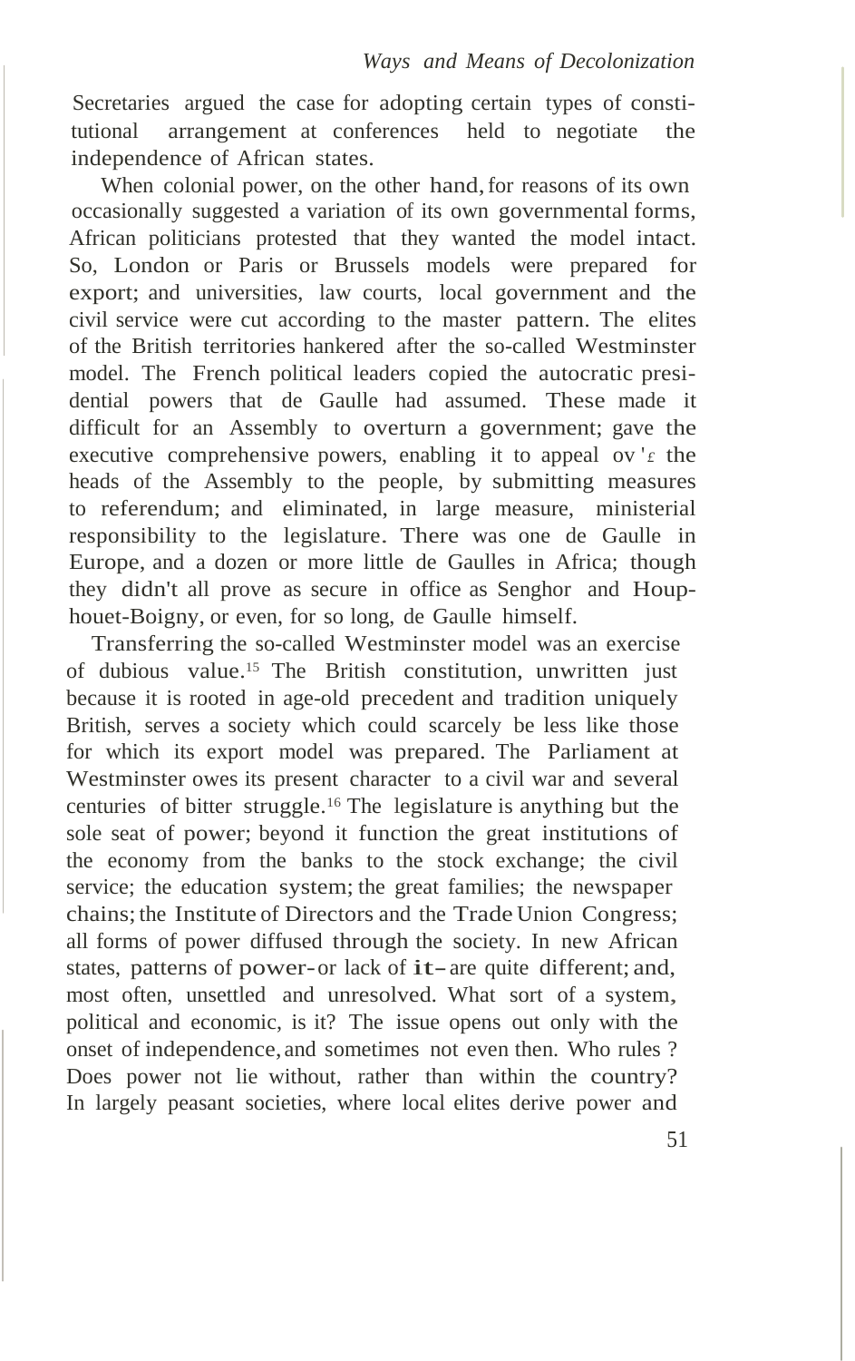Secretaries argued the case for adopting certain types of constitutional arrangement at conferences held to negotiate the independence of African states.

When colonial power, on the other hand, for reasons of its own occasionally suggested a variation of its own governmental forms, African politicians protested that they wanted the model intact. So, London or Paris or Brussels models were prepared for export; and universities, law courts, local government and the civil service were cut according to the master pattern. The elites of the British territories hankered after the so-called Westminster model. The French political leaders copied the autocratic presidential powers that de Gaulle had assumed. These made it difficult for an Assembly to overturn a government; gave the executive comprehensive powers, enabling it to appeal ov'£ the heads of the Assembly to the people, by submitting measures to referendum; and eliminated, in large measure, ministerial responsibility to the legislature. There was one de Gaulle in Europe, and a dozen or more little de Gaulles in Africa; though they didn't all prove as secure in office as Senghor and Houphouet-Boigny, or even, for so long, de Gaulle himself.

Transferring the so-called Westminster model was an exercise of dubious value.[15] The British constitution, unwritten just because it is rooted in age-old precedent and tradition uniquely British, serves a society which could scarcely be less like those for which its export model was prepared. The Parliament at Westminster owes its present character to a civil war and several centuries of bitter struggle.[16] The legislature is anything but the sole seat of power; beyond it function the great institutions of the economy from the banks to the stock exchange; the civil service; the education system; the great families; the newspaper chains; the Institute of Directors and the Trade Union Congress; all forms of power diffused through the society. In new African states, patterns of power-or lack of it-are quite different; and, most often, unsettled and unresolved. What sort of a system, political and economic, is it? The issue opens out only with the onset of independence, and sometimes not even then. Who rules? Does power not lie without, rather than within the country? In largely peasant societies, where local elites derive power and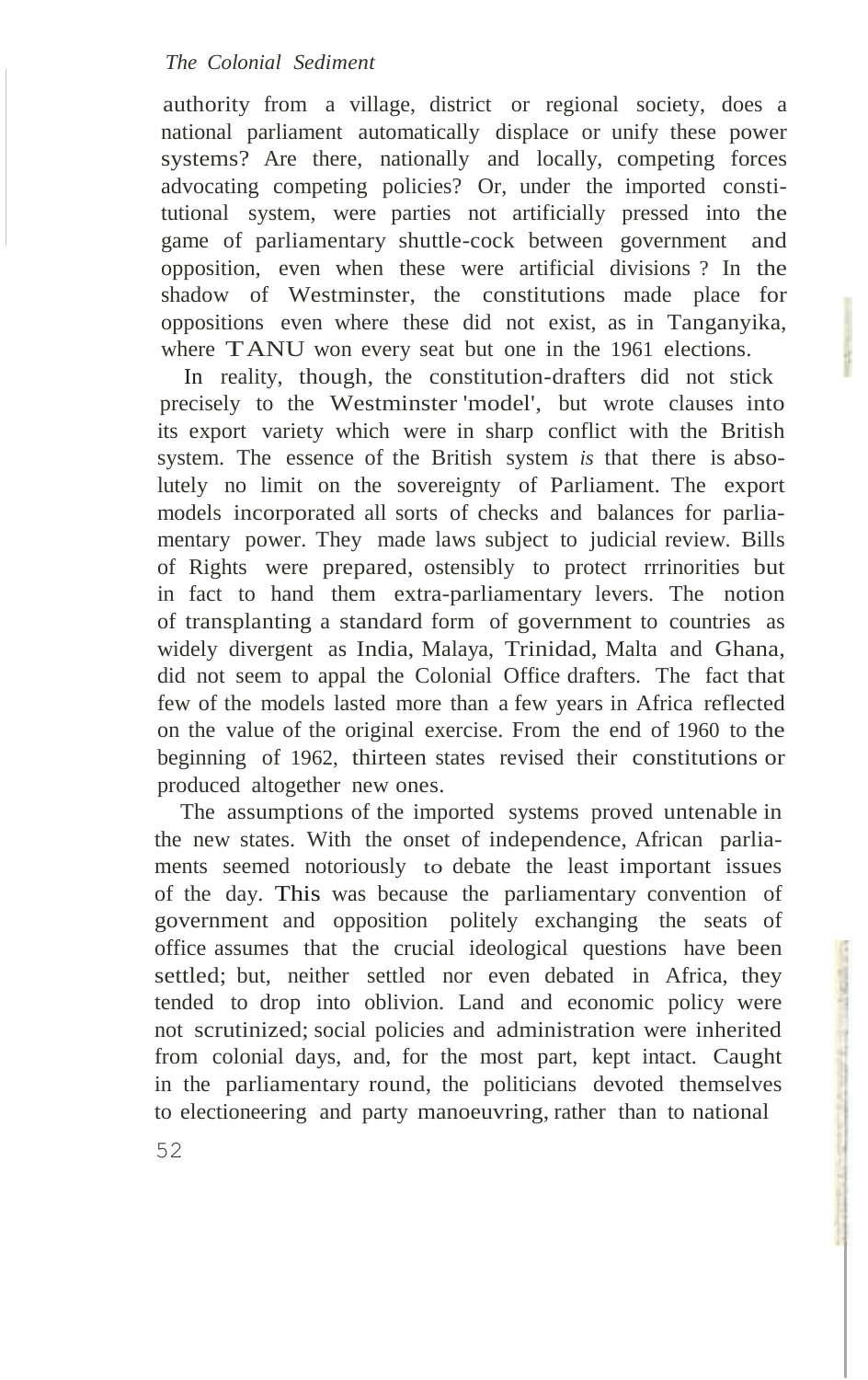authority from a village, district or regional society, does a national parliament automatically displace or unify these power systems? Are there, nationally and locally, competing forces advocating competing policies? Or, under the imported constitutional system, were parties not artificially pressed into the game of parliamentary shuttle-cock between government and opposition, even when these were artificial divisions ? In the shadow of Westminster, the constitutions made place for oppositions even where these did not exist, as in Tanganyika, where TANU won every seat but one in the 1961 elections.

In reality, though, the constitution-drafters did not stick precisely to the Westminster 'model', but wrote clauses into its export variety which were in sharp conflict with the British system. The essence of the British system *is* that there is absolutely no limit on the sovereignty of Parliament. The export models incorporated all sorts of checks and balances for parliamentary power. They made laws subject to judicial review. Bills of Rights were prepared, ostensibly to protect rrrinorities but in fact to hand them extra-parliamentary levers. The notion of transplanting a standard form of government to countries as widely divergent as India, Malaya, Trinidad, Malta and Ghana, did not seem to appal the Colonial Office drafters. The fact that few of the models lasted more than a few years in Africa reflected on the value of the original exercise. From the end of 1960 to the beginning of 1962, thirteen states revised their constitutions or produced altogether new ones.

The assumptions of the imported systems proved untenable in the new states. With the onset of independence, African parliaments seemed notoriously to debate the least important issues of the day. This was because the parliamentary convention of government and opposition politely exchanging the seats of office assumes that the crucial ideological questions have been settled; but, neither settled nor even debated in Africa, they tended to drop into oblivion. Land and economic policy were not scrutinized; social policies and administration were inherited from colonial days, and, for the most part, kept intact. Caught in the parliamentary round, the politicians devoted themselves to electioneering and party manoeuvring, rather than to national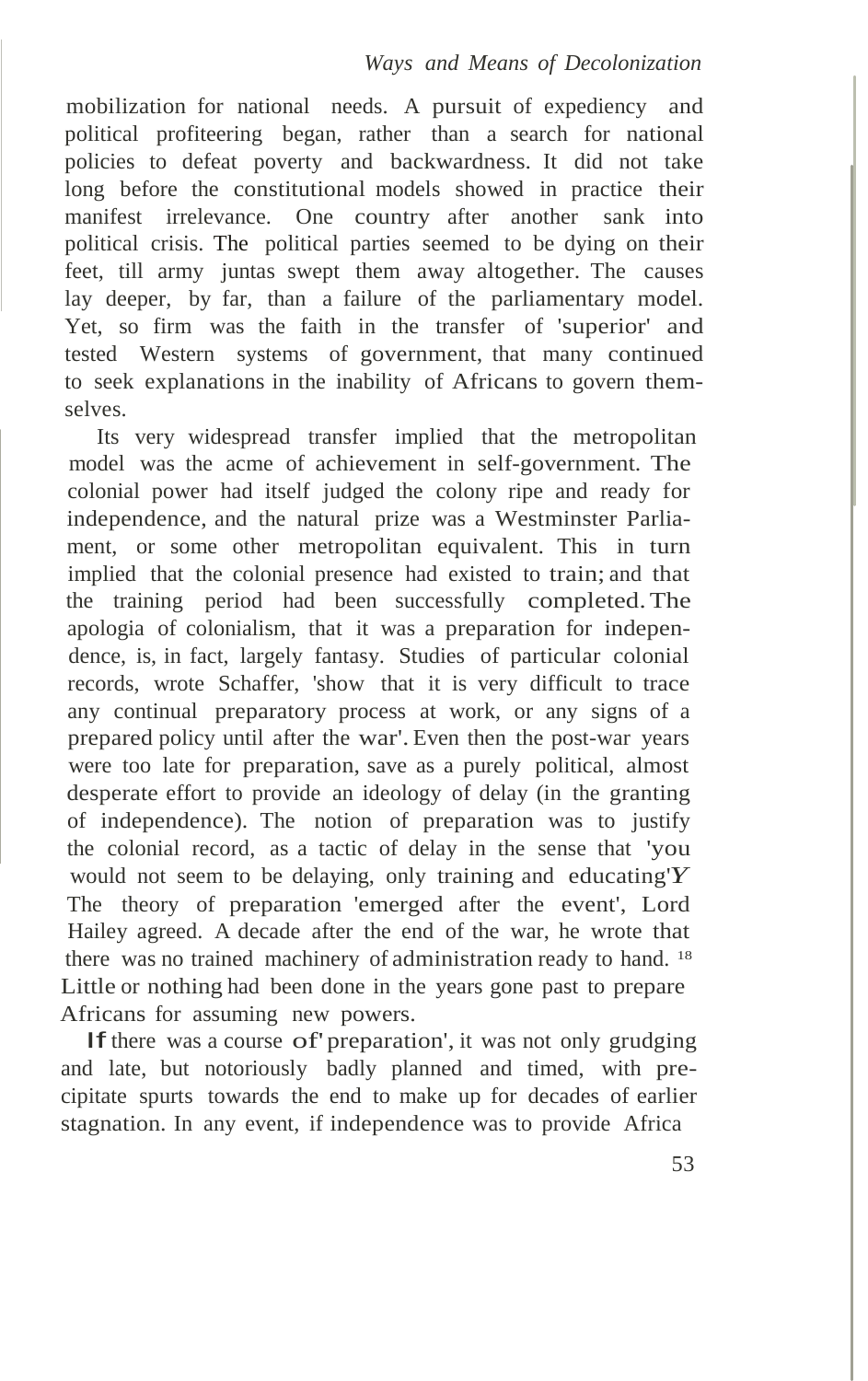mobilization for national needs. A pursuit of expediency and political profiteering began, rather than a search for national policies to defeat poverty and backwardness. It did not take long before the constitutional models showed in practice their manifest irrelevance. One country after another sank into political crisis. The political parties seemed to be dying on their feet, till army juntas swept them away altogether. The causes lay deeper, by far, than a failure of the parliamentary model. Yet, so firm was the faith in the transfer of 'superior' and tested Western systems of government, that many continued to seek explanations in the inability of Africans to govern themselves.

Its very widespread transfer implied that the metropolitan model was the acme of achievement in self-government. The colonial power had itself judged the colony ripe and ready for independence, and the natural prize was a Westminster Parliament, or some other metropolitan equivalent. This in turn implied that the colonial presence had existed to train; and that the training period had been successfully completed. The apologia of colonialism, that it was a preparation for independence, is, in fact, largely fantasy. Studies of particular colonial records, wrote Schaffer, 'show that it is very difficult to trace any continual preparatory process at work, or any signs of a prepared policy until after the war'. Even then the post-war years were too late for preparation, save as a purely political, almost desperate effort to provide an ideology of delay (in the granting of independence). The notion of preparation was to justify the colonial record, as a tactic of delay in the sense that 'you would not seem to be delaying, only training and educating'[17] The theory of preparation 'emerged after the event', Lord Hailey agreed. A decade after the end of the war, he wrote that there was no trained machinery of administration ready to hand.[18] Little or nothing had been done in the years gone past to prepare Africans for assuming new powers.

If there was a course of 'preparation', it was not only grudging and late, but notoriously badly planned and timed, with precipitate spurts towards the end to make up for decades of earlier stagnation. In any event, if independence was to provide Africa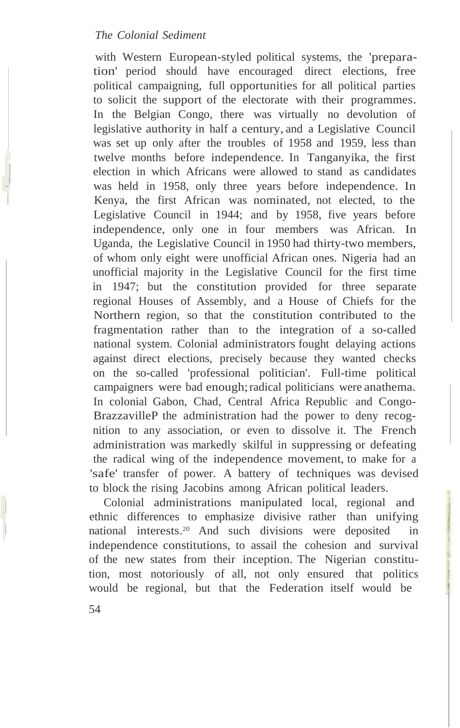with Western European-styled political systems, the 'preparation' period should have encouraged direct elections, free political campaigning, full opportunities for all political parties to solicit the support of the electorate with their programmes. In the Belgian Congo, there was virtually no devolution of legislative authority in half a century, and a Legislative Council was set up only after the troubles of 1958 and 1959, less than twelve months before independence. In Tanganyika, the first election in which Africans were allowed to stand as candidates was held in 1958, only three years before independence. In Kenya, the first African was nominated, not elected, to the Legislative Council in 1944; and by 1958, five years before independence, only one in four members was African. In Uganda, the Legislative Council in 1950 had thirty-two members, of whom only eight were unofficial African ones. Nigeria had an unofficial majority in the Legislative Council for the first time in 1947; but the constitution provided for three separate regional Houses of Assembly, and a House of Chiefs for the Northern region, so that the constitution contributed to the fragmentation rather than to the integration of a so-called national system. Colonial administrators fought delaying actions against direct elections, precisely because they wanted checks on the so-called 'professional politician'. Full-time political campaigners were bad enough; radical politicians were anathema. In colonial Gabon, Chad, Central Africa Republic and Congo-BrazzavilleP the administration had the power to deny recognition to any association, or even to dissolve it. The French administration was markedly skilful in suppressing or defeating the radical wing of the independence movement, to make for a 'safe' transfer of power. A battery of techniques was devised to block the rising Jacobins among African political leaders.

Colonial administrations manipulated local, regional and ethnic differences to emphasize divisive rather than unifying national interests.[20] And such divisions were deposited in independence constitutions, to assail the cohesion and survival of the new states from their inception. The Nigerian constitution, most notoriously of all, not only ensured that politics would be regional, but that the Federation itself would be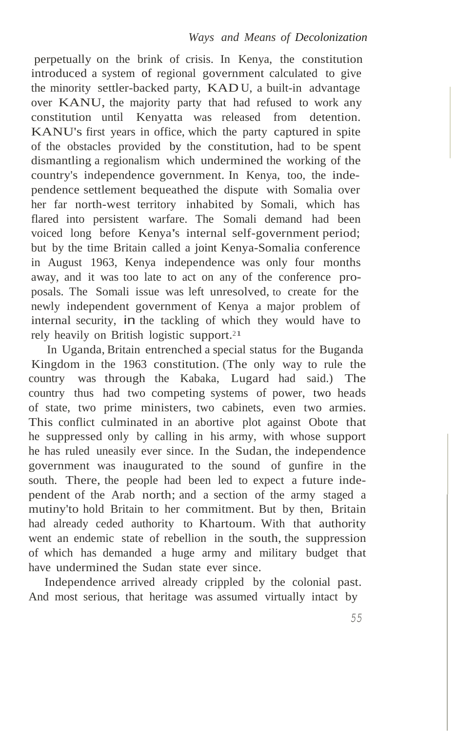perpetually on the brink of crisis. In Kenya, the constitution introduced a system of regional government calculated to give the minority settler-backed party, KADU, a built-in advantage over KANU, the majority party that had refused to work any constitution until Kenyatta was released from detention. KANU's first years in office, which the party captured in spite of the obstacles provided by the constitution, had to be spent dismantling a regionalism which undermined the working of the country's independence government. In Kenya, too, the independence settlement bequeathed the dispute with Somalia over her far north-west territory inhabited by Somali, which has flared into persistent warfare. The Somali demand had been voiced long before Kenya's internal self-government period; but by the time Britain called a joint Kenya-Somalia conference in August 1963, Kenya independence was only four months away, and it was too late to act on any of the conference proposals. The Somali issue was left unresolved, to create for the newly independent government of Kenya a major problem of internal security, in the tackling of which they would have to rely heavily on British logistic support.[21]

In Uganda, Britain entrenched a special status for the Buganda Kingdom in the 1963 constitution. (The only way to rule the country was through the Kabaka, Lugard had said.) The country thus had two competing systems of power, two heads of state, two prime ministers, two cabinets, even two armies. This conflict culminated in an abortive plot against Obote that he suppressed only by calling in his army, with whose support he has ruled uneasily ever since. In the Sudan, the independence government was inaugurated to the sound of gunfire in the south. There, the people had been led to expect a future independent of the Arab north; and a section of the army staged a mutiny'to hold Britain to her commitment. But by then, Britain had already ceded authority to Khartoum. With that authority went an endemic state of rebellion in the south, the suppression of which has demanded a huge army and military budget that have undermined the Sudan state ever since.

Independence arrived already crippled by the colonial past. And most serious, that heritage was assumed virtually intact by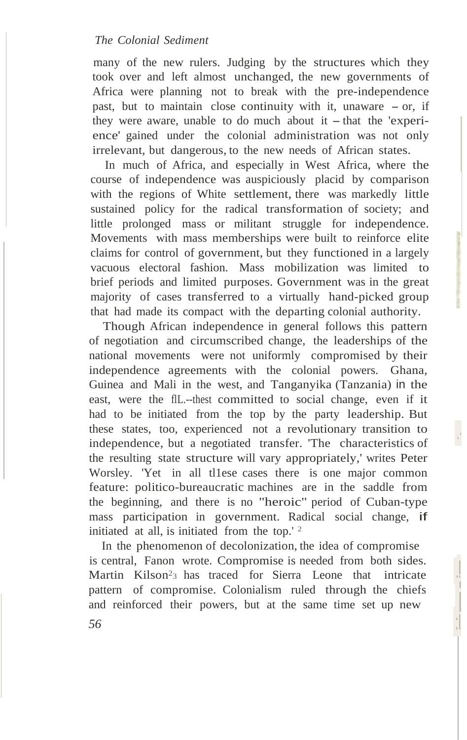many of the new rulers. Judging by the structures which they took over and left almost unchanged, the new governments of Africa were planning not to break with the pre-independence past, but to maintain close continuity with it, unaware – or, if they were aware, unable to do much about it – that the 'experience' gained under the colonial administration was not only irrelevant, but dangerous, to the new needs of African states.

In much of Africa, and especially in West Africa, where the course of independence was auspiciously placid by comparison with the regions of White settlement, there was markedly little sustained policy for the radical transformation of society; and little prolonged mass or militant struggle for independence. Movements with mass memberships were built to reinforce elite claims for control of government, but they functioned in a largely vacuous electoral fashion. Mass mobilization was limited to brief periods and limited purposes. Government was in the great majority of cases transferred to a virtually hand-picked group that had made its compact with the departing colonial authority.

Though African independence in general follows this pattern of negotiation and circumscribed change, the leaderships of the national movements were not uniformly compromised by their independence agreements with the colonial powers. Ghana, Guinea and Mali in the west, and Tanganyika (Tanzania) in the east, were the flL.--thest committed to social change, even if it had to be initiated from the top by the party leadership. But these states, too, experienced not a revolutionary transition to independence, but a negotiated transfer. 'The characteristics of the resulting state structure will vary appropriately,' writes Peter Worsley. 'Yet in all tl1ese cases there is one major common feature: politico-bureaucratic machines are in the saddle from the beginning, and there is no "heroic" period of Cuban-type mass participation in government. Radical social change, if initiated at all, is initiated from the top.' [2]

In the phenomenon of decolonization, the idea of compromise is central, Fanon wrote. Compromise is needed from both sides. Martin Kilson[23] has traced for Sierra Leone that intricate pattern of compromise. Colonialism ruled through the chiefs and reinforced their powers, but at the same time set up new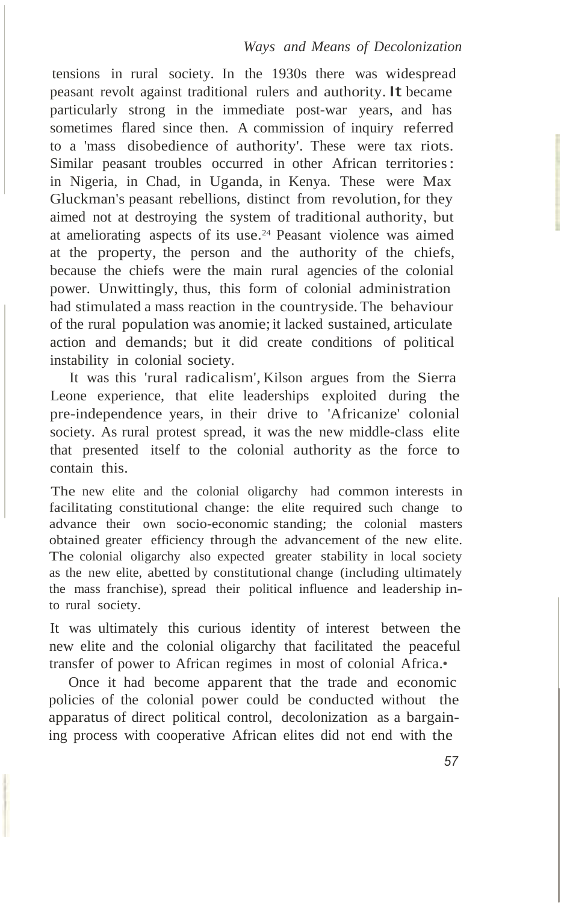tensions in rural society. In the 1930s there was widespread peasant revolt against traditional rulers and authority. It became particularly strong in the immediate post-war years, and has sometimes flared since then. A commission of inquiry referred to a 'mass disobedience of authority'. These were tax riots. Similar peasant troubles occurred in other African territories: in Nigeria, in Chad, in Uganda, in Kenya. These were Max Gluckman's peasant rebellions, distinct from revolution, for they aimed not at destroying the system of traditional authority, but at ameliorating aspects of its use.[24] Peasant violence was aimed at the property, the person and the authority of the chiefs, because the chiefs were the main rural agencies of the colonial power. Unwittingly, thus, this form of colonial administration had stimulated a mass reaction in the countryside. The behaviour of the rural population was anomie; it lacked sustained, articulate action and demands; but it did create conditions of political instability in colonial society.

It was this 'rural radicalism', Kilson argues from the Sierra Leone experience, that elite leaderships exploited during the pre-independence years, in their drive to 'Africanize' colonial society. As rural protest spread, it was the new middle-class elite that presented itself to the colonial authority as the force to contain this.

> The new elite and the colonial oligarchy had common interests in facilitating constitutional change: the elite required such change to advance their own socio-economic standing; the colonial masters obtained greater efficiency through the advancement of the new elite. The colonial oligarchy also expected greater stability in local society as the new elite, abetted by constitutional change (including ultimately the mass franchise), spread their political influence and leadership into rural society.

It was ultimately this curious identity of interest between the new elite and the colonial oligarchy that facilitated the peaceful transfer of power to African regimes in most of colonial Africa.•

Once it had become apparent that the trade and economic policies of the colonial power could be conducted without the apparatus of direct political control, decolonization as a bargaining process with cooperative African elites did not end with the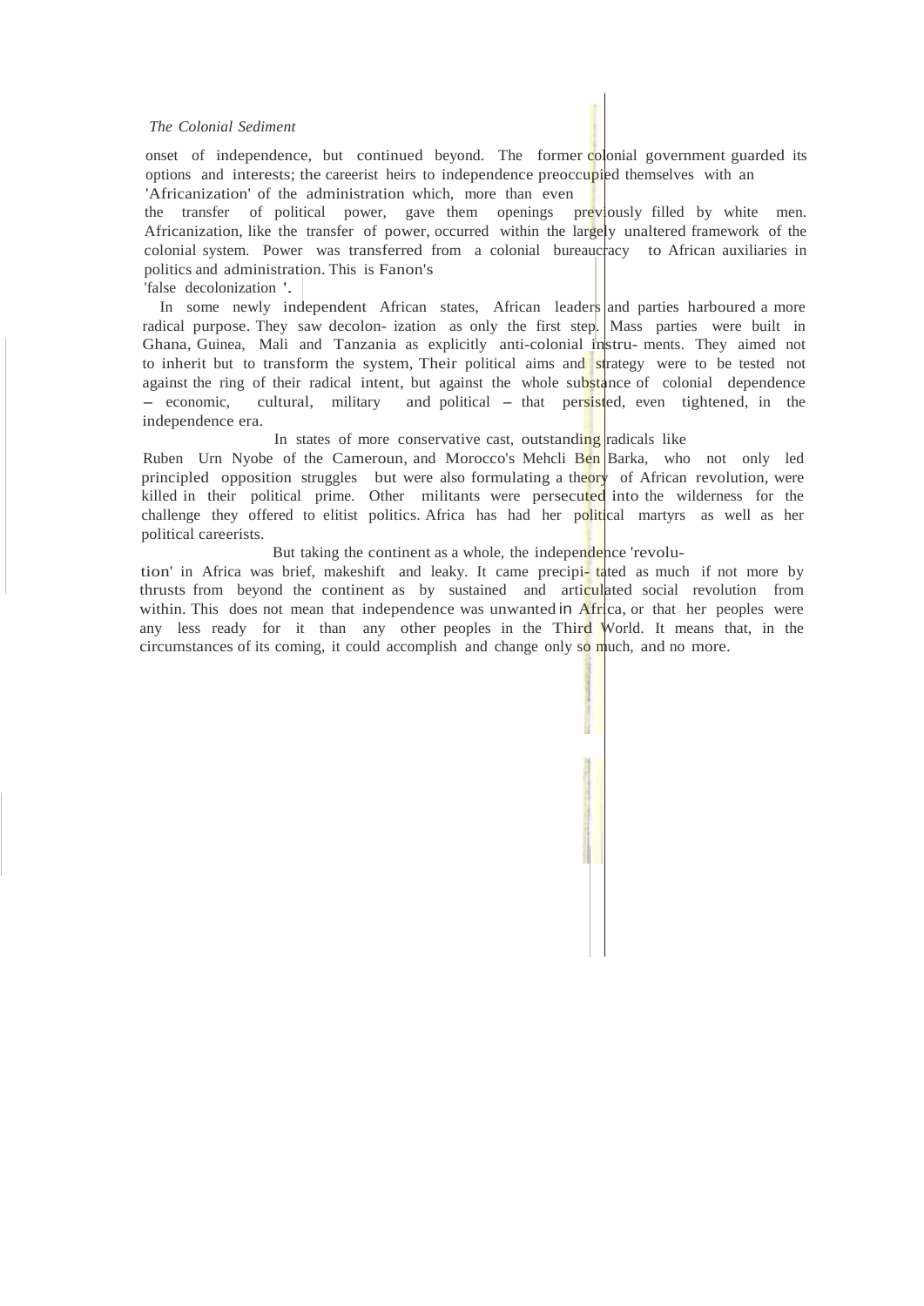onset of independence, but continued beyond. The former colonial government guarded its options and interests; the careerist heirs to independence preoccupied themselves with an 'Africanization' of the administration which, more than even the transfer of political power, gave them openings previously filled by white men. Africanization, like the transfer of power, occurred within the largely unaltered framework of the colonial system. Power was transferred from a colonial bureaucracy to African auxiliaries in politics and administration. This is Fanon's 'false decolonization '.

In some newly independent African states, African leaders and parties harboured a more radical purpose. They saw decolon- ization as only the first step. Mass parties were built in Ghana, Guinea, Mali and Tanzania as explicitly anti-colonial instru- ments. They aimed not to inherit but to transform the system, Their political aims and strategy were to be tested not against the ring of their radical intent, but against the whole substance of colonial dependence – economic, cultural, military and political – that persisted, even tightened, in the independence era.

In states of more conservative cast, outstanding radicals like Ruben Urn Nyobe of the Cameroun, and Morocco's Mehcli Ben Barka, who not only led principled opposition struggles but were also formulating a theory of African revolution, were killed in their political prime. Other militants were persecuted into the wilderness for the challenge they offered to elitist politics. Africa has had her political martyrs as well as her political careerists.

But taking the continent as a whole, the independence 'revolu- tion' in Africa was brief, makeshift and leaky. It came precipi- tated as much if not more by thrusts from beyond the continent as by sustained and articulated social revolution from within. This does not mean that independence was unwanted in Africa, or that her peoples were any less ready for it than any other peoples in the Third World. It means that, in the circumstances of its coming, it could accomplish and change only so much, and no more.